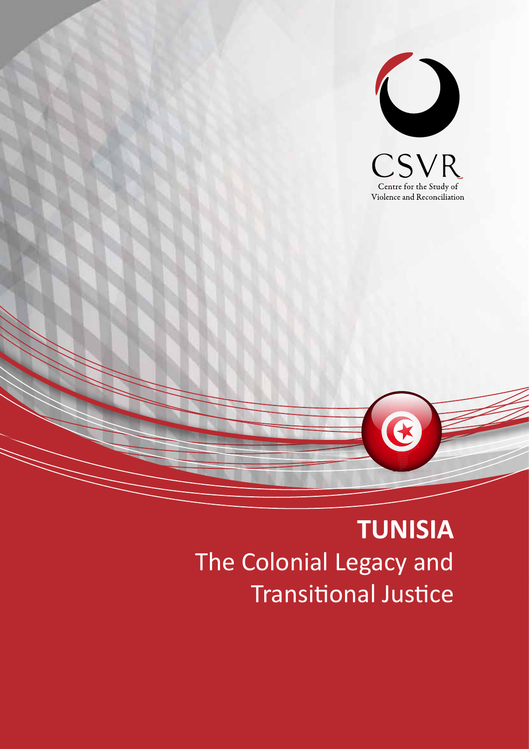CSVR

Centre for the Study of Violence and Reconciliation

# TUNISIA

## The Colonial Legacy and Transitional Justice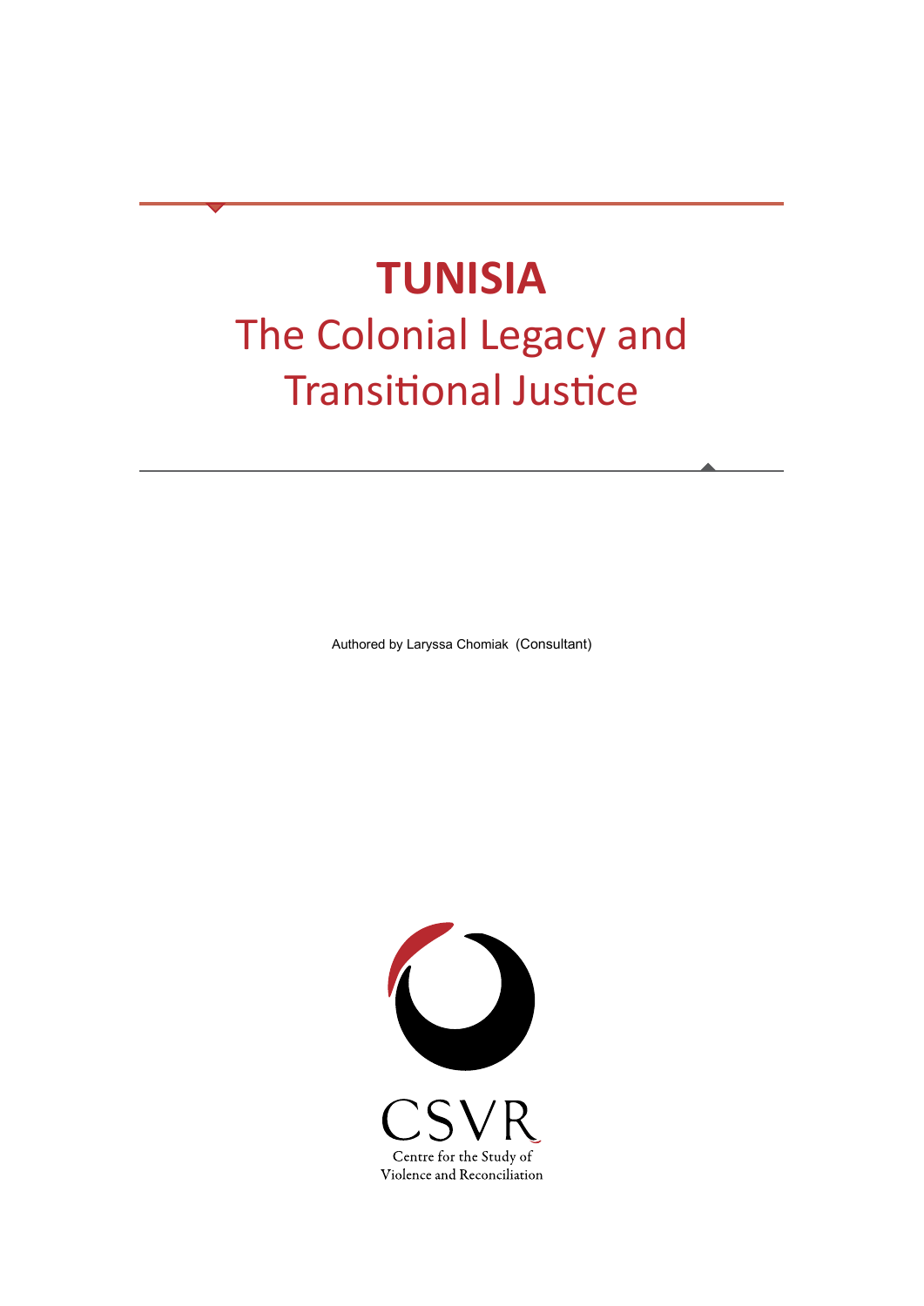# TUNISIA

## The Colonial Legacy and Transitional Justice

Authored by Laryssa Chomiak (Consultant)

CSVR

Centre for the Study of Violence and Reconciliation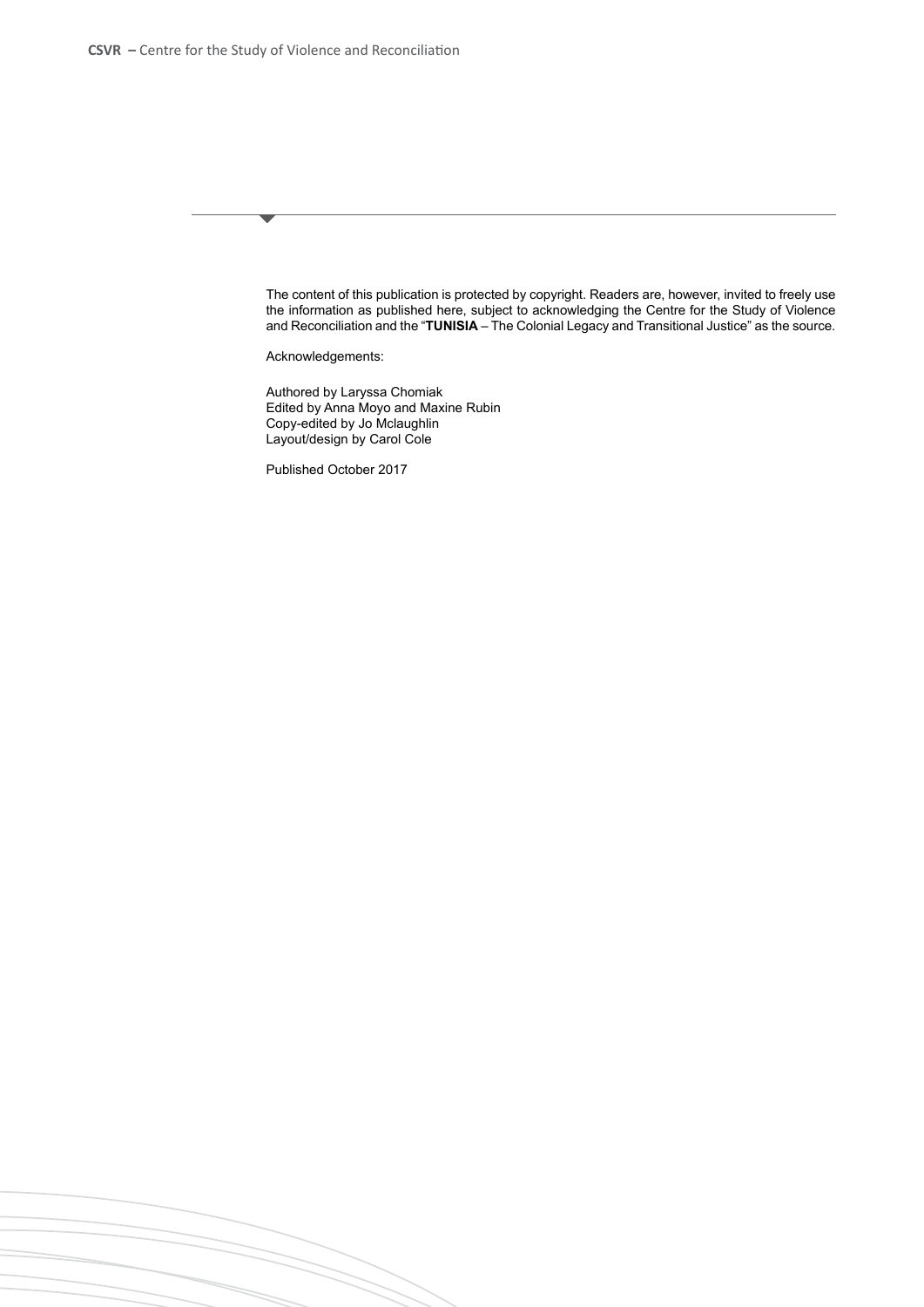The content of this publication is protected by copyright. Readers are, however, invited to freely use the information as published here, subject to acknowledging the Centre for the Study of Violence and Reconciliation and the "**TUNISIA** – The Colonial Legacy and Transitional Justice" as the source.

Acknowledgements:

Authored by Laryssa Chomiak  
Edited by Anna Moyo and Maxine Rubin  
Copy-edited by Jo Mclaughlin  
Layout/design by Carol Cole

Published October 2017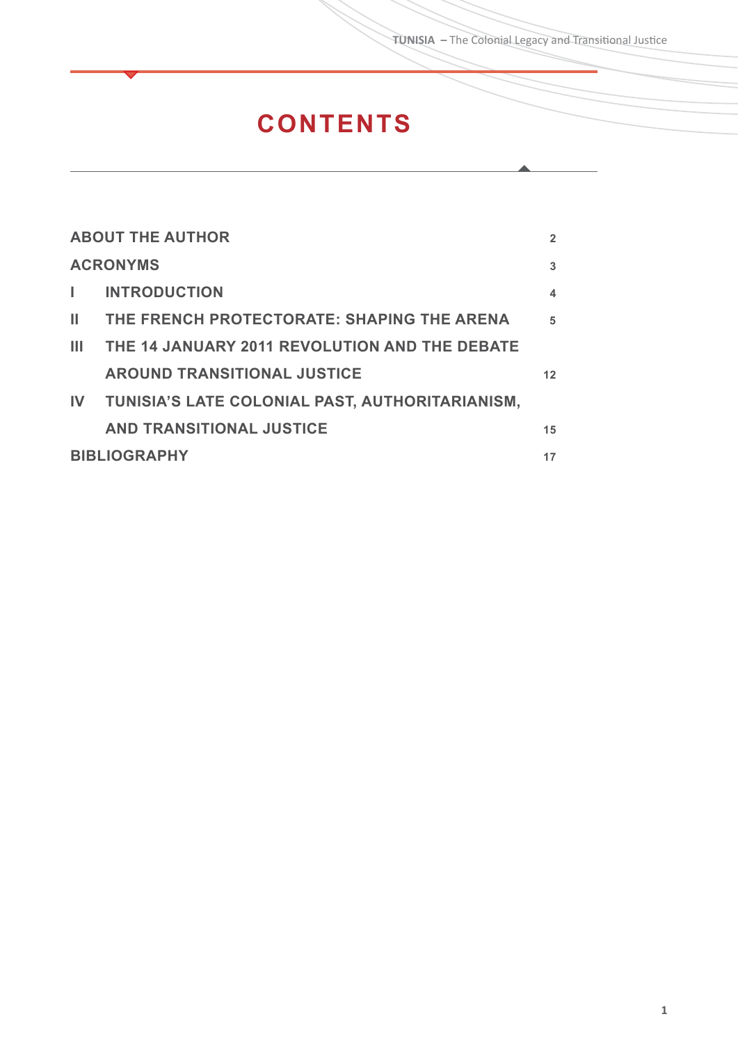# CONTENTS

| | | |
|---|---|---|
| **ABOUT THE AUTHOR** | | 2 |
| **ACRONYMS** | | 3 |
| **I** | **INTRODUCTION** | 4 |
| **II** | **THE FRENCH PROTECTORATE: SHAPING THE ARENA** | 5 |
| **III** | **THE 14 JANUARY 2011 REVOLUTION AND THE DEBATE AROUND TRANSITIONAL JUSTICE** | 12 |
| **IV** | **TUNISIA'S LATE COLONIAL PAST, AUTHORITARIANISM, AND TRANSITIONAL JUSTICE** | 15 |
| **BIBLIOGRAPHY** | | 17 |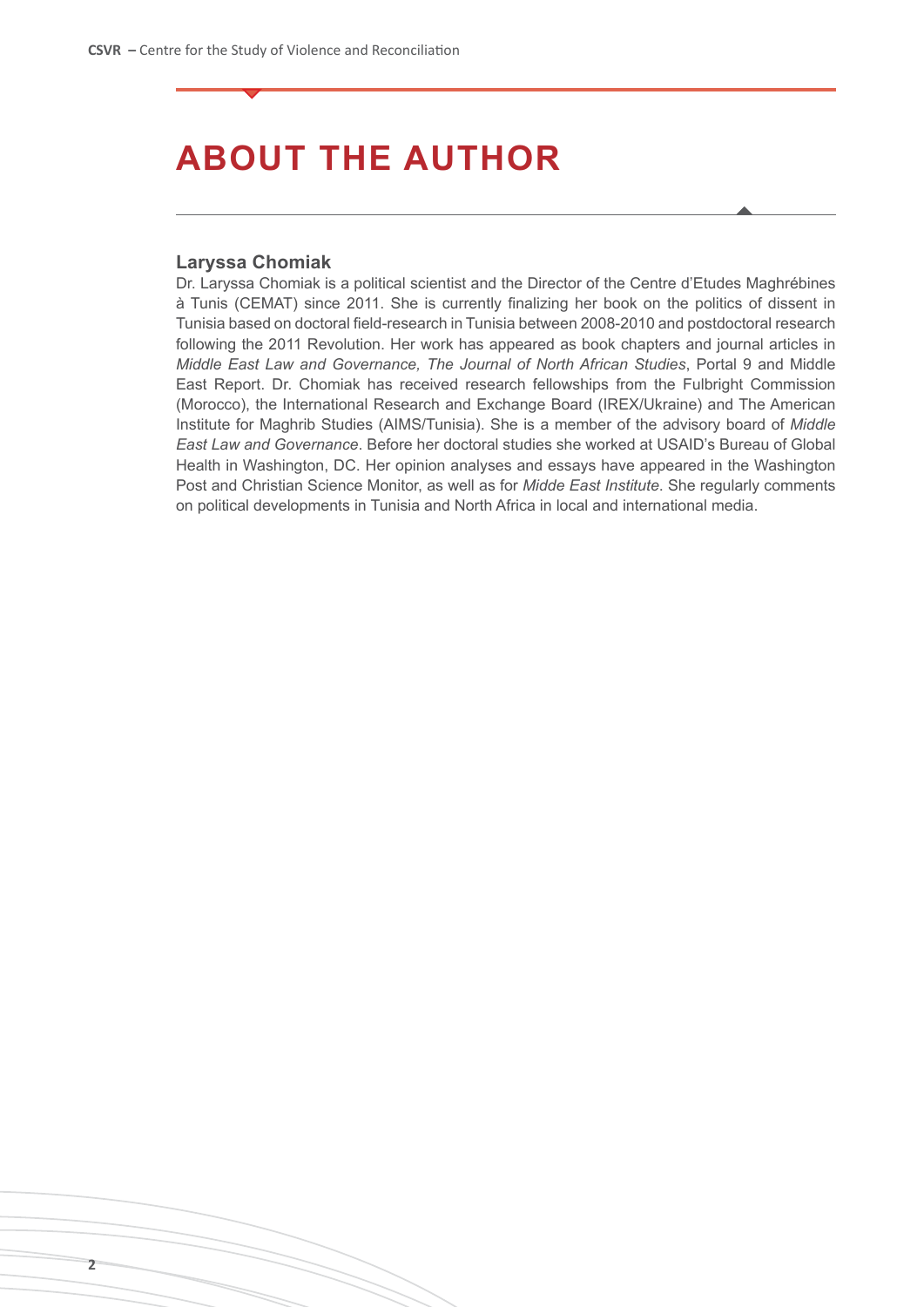# ABOUT THE AUTHOR

### Laryssa Chomiak

Dr. Laryssa Chomiak is a political scientist and the Director of the Centre d'Etudes Maghrébines à Tunis (CEMAT) since 2011. She is currently finalizing her book on the politics of dissent in Tunisia based on doctoral field-research in Tunisia between 2008-2010 and postdoctoral research following the 2011 Revolution. Her work has appeared as book chapters and journal articles in *Middle East Law and Governance, The Journal of North African Studies*, Portal 9 and Middle East Report. Dr. Chomiak has received research fellowships from the Fulbright Commission (Morocco), the International Research and Exchange Board (IREX/Ukraine) and The American Institute for Maghrib Studies (AIMS/Tunisia). She is a member of the advisory board of *Middle East Law and Governance*. Before her doctoral studies she worked at USAID's Bureau of Global Health in Washington, DC. Her opinion analyses and essays have appeared in the Washington Post and Christian Science Monitor, as well as for *Midde East Institute*. She regularly comments on political developments in Tunisia and North Africa in local and international media.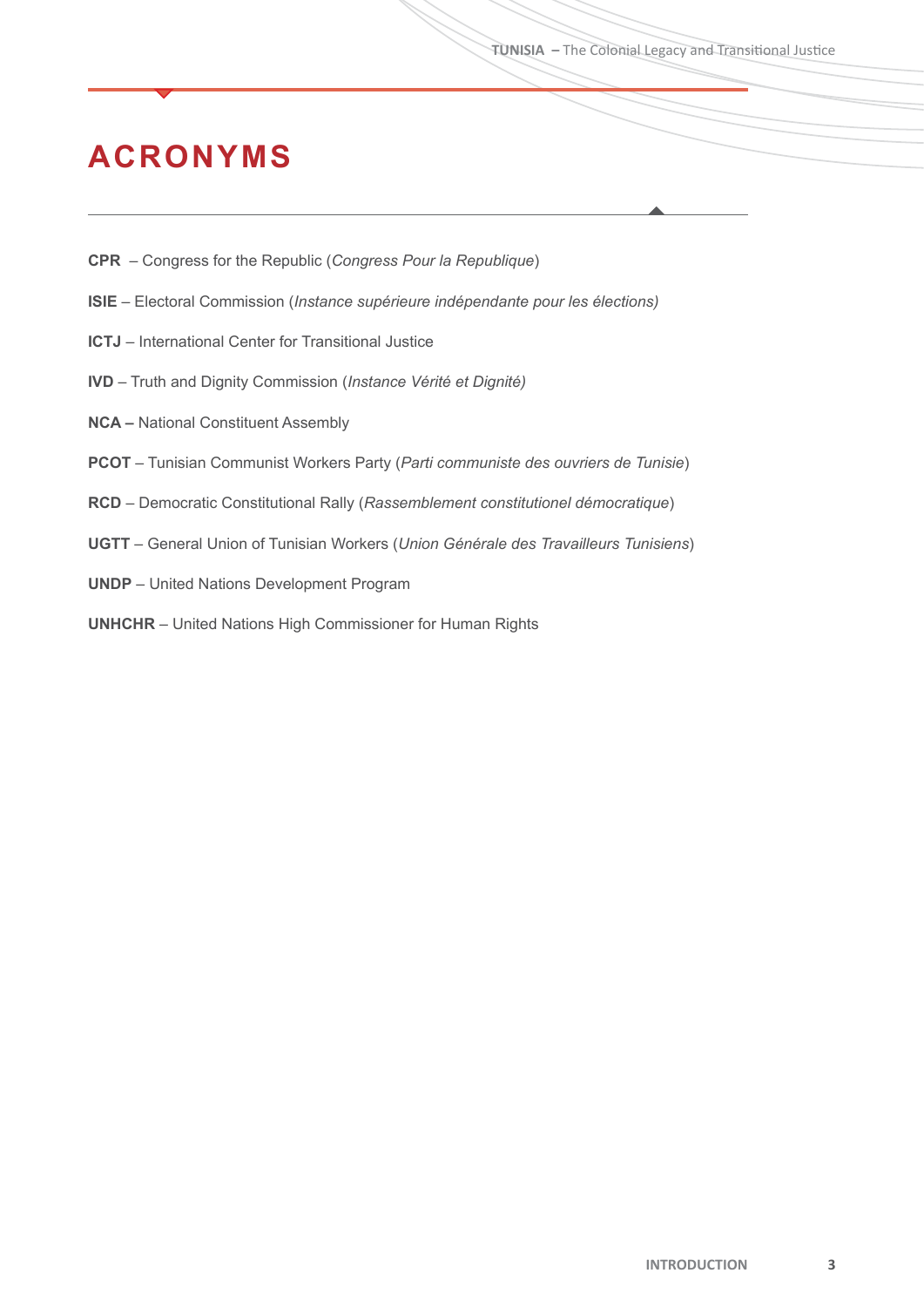# ACRONYMS

**CPR** – Congress for the Republic (*Congress Pour la Republique*)

**ISIE** – Electoral Commission (*Instance supérieure indépendante pour les élections)*

**ICTJ** – International Center for Transitional Justice

**IVD** – Truth and Dignity Commission (*Instance Vérité et Dignité)*

**NCA –** National Constituent Assembly

**PCOT** – Tunisian Communist Workers Party (*Parti communiste des ouvriers de Tunisie*)

**RCD** – Democratic Constitutional Rally (*Rassemblement constitutionel démocratique*)

**UGTT** – General Union of Tunisian Workers (*Union Générale des Travailleurs Tunisiens*)

**UNDP** – United Nations Development Program

**UNHCHR** – United Nations High Commissioner for Human Rights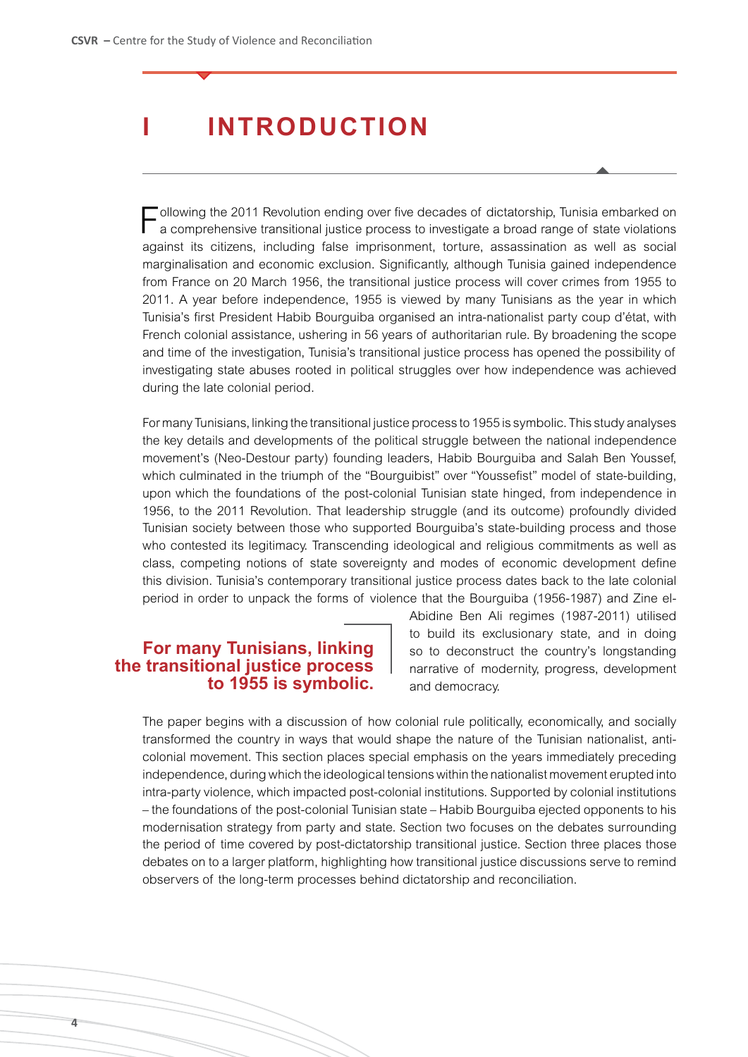# I INTRODUCTION

Following the 2011 Revolution ending over five decades of dictatorship, Tunisia embarked on a comprehensive transitional justice process to investigate a broad range of state violations against its citizens, including false imprisonment, torture, assassination as well as social marginalisation and economic exclusion. Significantly, although Tunisia gained independence from France on 20 March 1956, the transitional justice process will cover crimes from 1955 to 2011. A year before independence, 1955 is viewed by many Tunisians as the year in which Tunisia's first President Habib Bourguiba organised an intra-nationalist party coup d'état, with French colonial assistance, ushering in 56 years of authoritarian rule. By broadening the scope and time of the investigation, Tunisia's transitional justice process has opened the possibility of investigating state abuses rooted in political struggles over how independence was achieved during the late colonial period.

For many Tunisians, linking the transitional justice process to 1955 is symbolic. This study analyses the key details and developments of the political struggle between the national independence movement's (Neo-Destour party) founding leaders, Habib Bourguiba and Salah Ben Youssef, which culminated in the triumph of the "Bourguibist" over "Youssefist" model of state-building, upon which the foundations of the post-colonial Tunisian state hinged, from independence in 1956, to the 2011 Revolution. That leadership struggle (and its outcome) profoundly divided Tunisian society between those who supported Bourguiba's state-building process and those who contested its legitimacy. Transcending ideological and religious commitments as well as class, competing notions of state sovereignty and modes of economic development define this division. Tunisia's contemporary transitional justice process dates back to the late colonial period in order to unpack the forms of violence that the Bourguiba (1956-1987) and Zine el-Abidine Ben Ali regimes (1987-2011) utilised to build its exclusionary state, and in doing so to deconstruct the country's longstanding narrative of modernity, progress, development and democracy.

**For many Tunisians, linking the transitional justice process to 1955 is symbolic.**

The paper begins with a discussion of how colonial rule politically, economically, and socially transformed the country in ways that would shape the nature of the Tunisian nationalist, anti-colonial movement. This section places special emphasis on the years immediately preceding independence, during which the ideological tensions within the nationalist movement erupted into intra-party violence, which impacted post-colonial institutions. Supported by colonial institutions – the foundations of the post-colonial Tunisian state – Habib Bourguiba ejected opponents to his modernisation strategy from party and state. Section two focuses on the debates surrounding the period of time covered by post-dictatorship transitional justice. Section three places those debates on to a larger platform, highlighting how transitional justice discussions serve to remind observers of the long-term processes behind dictatorship and reconciliation.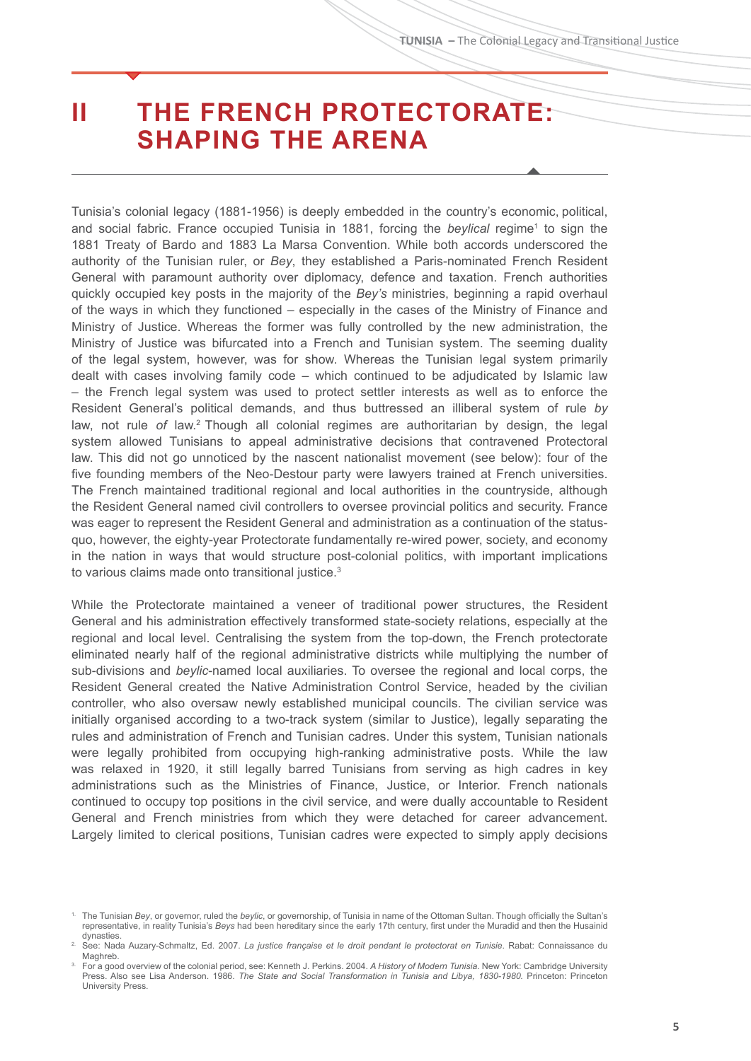# II THE FRENCH PROTECTORATE: SHAPING THE ARENA

Tunisia's colonial legacy (1881-1956) is deeply embedded in the country's economic, political, and social fabric. France occupied Tunisia in 1881, forcing the *beylical* regime[1] to sign the 1881 Treaty of Bardo and 1883 La Marsa Convention. While both accords underscored the authority of the Tunisian ruler, or *Bey*, they established a Paris-nominated French Resident General with paramount authority over diplomacy, defence and taxation. French authorities quickly occupied key posts in the majority of the *Bey's* ministries, beginning a rapid overhaul of the ways in which they functioned – especially in the cases of the Ministry of Finance and Ministry of Justice. Whereas the former was fully controlled by the new administration, the Ministry of Justice was bifurcated into a French and Tunisian system. The seeming duality of the legal system, however, was for show. Whereas the Tunisian legal system primarily dealt with cases involving family code – which continued to be adjudicated by Islamic law – the French legal system was used to protect settler interests as well as to enforce the Resident General's political demands, and thus buttressed an illiberal system of rule *by* law, not rule *of* law.[2] Though all colonial regimes are authoritarian by design, the legal system allowed Tunisians to appeal administrative decisions that contravened Protectoral law. This did not go unnoticed by the nascent nationalist movement (see below): four of the five founding members of the Neo-Destour party were lawyers trained at French universities. The French maintained traditional regional and local authorities in the countryside, although the Resident General named civil controllers to oversee provincial politics and security. France was eager to represent the Resident General and administration as a continuation of the status-quo, however, the eighty-year Protectorate fundamentally re-wired power, society, and economy in the nation in ways that would structure post-colonial politics, with important implications to various claims made onto transitional justice.[3]

While the Protectorate maintained a veneer of traditional power structures, the Resident General and his administration effectively transformed state-society relations, especially at the regional and local level. Centralising the system from the top-down, the French protectorate eliminated nearly half of the regional administrative districts while multiplying the number of sub-divisions and *beylic*-named local auxiliaries. To oversee the regional and local corps, the Resident General created the Native Administration Control Service, headed by the civilian controller, who also oversaw newly established municipal councils. The civilian service was initially organised according to a two-track system (similar to Justice), legally separating the rules and administration of French and Tunisian cadres. Under this system, Tunisian nationals were legally prohibited from occupying high-ranking administrative posts. While the law was relaxed in 1920, it still legally barred Tunisians from serving as high cadres in key administrations such as the Ministries of Finance, Justice, or Interior. French nationals continued to occupy top positions in the civil service, and were dually accountable to Resident General and French ministries from which they were detached for career advancement. Largely limited to clerical positions, Tunisian cadres were expected to simply apply decisions

---

1. The Tunisian *Bey*, or governor, ruled the *beylic*, or governorship, of Tunisia in name of the Ottoman Sultan. Though officially the Sultan's representative, in reality Tunisia's *Beys* had been hereditary since the early 17th century, first under the Muradid and then the Husainid dynasties.
2. See: Nada Auzary-Schmaltz, Ed. 2007. *La justice française et le droit pendant le protectorat en Tunisie*. Rabat: Connaissance du Maghreb.
3. For a good overview of the colonial period, see: Kenneth J. Perkins. 2004. *A History of Modern Tunisia*. New York: Cambridge University Press. Also see Lisa Anderson. 1986. *The State and Social Transformation in Tunisia and Libya, 1830-1980.* Princeton: Princeton University Press.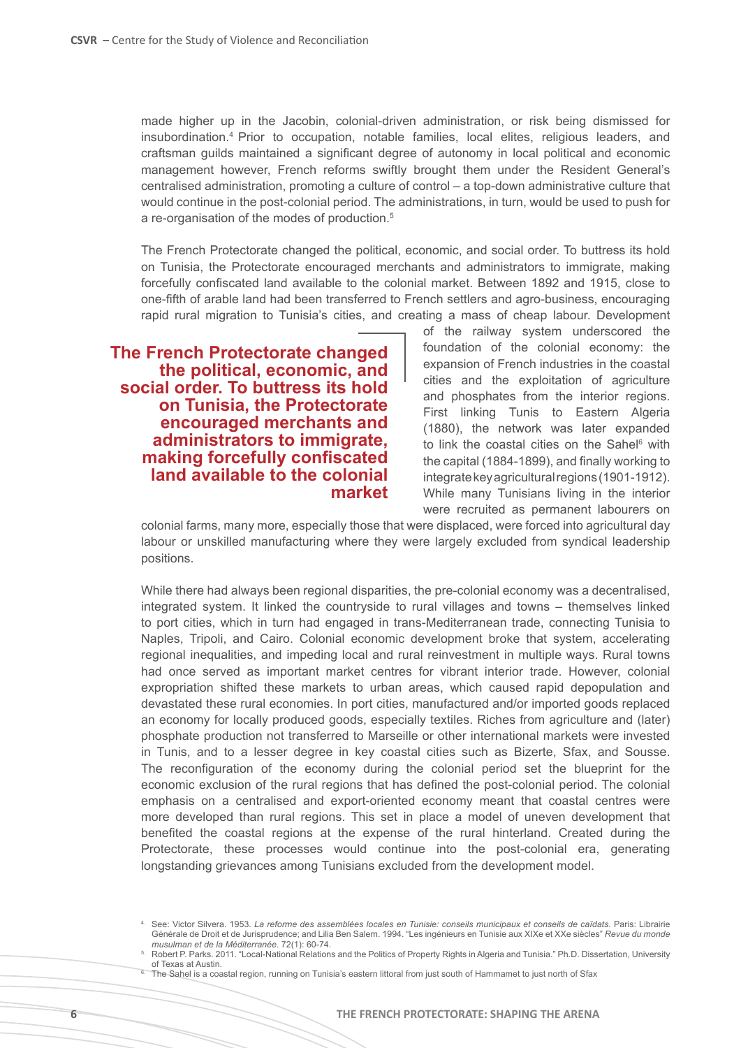made higher up in the Jacobin, colonial-driven administration, or risk being dismissed for insubordination.[4] Prior to occupation, notable families, local elites, religious leaders, and craftsman guilds maintained a significant degree of autonomy in local political and economic management however, French reforms swiftly brought them under the Resident General's centralised administration, promoting a culture of control – a top-down administrative culture that would continue in the post-colonial period. The administrations, in turn, would be used to push for a re-organisation of the modes of production.[5]

The French Protectorate changed the political, economic, and social order. To buttress its hold on Tunisia, the Protectorate encouraged merchants and administrators to immigrate, making forcefully confiscated land available to the colonial market. Between 1892 and 1915, close to one-fifth of arable land had been transferred to French settlers and agro-business, encouraging rapid rural migration to Tunisia's cities, and creating a mass of cheap labour. Development of the railway system underscored the foundation of the colonial economy: the expansion of French industries in the coastal cities and the exploitation of agriculture and phosphates from the interior regions. First linking Tunis to Eastern Algeria (1880), the network was later expanded to link the coastal cities on the Sahel[6] with the capital (1884-1899), and finally working to integrate key agricultural regions (1901-1912). While many Tunisians living in the interior were recruited as permanent labourers on colonial farms, many more, especially those that were displaced, were forced into agricultural day labour or unskilled manufacturing where they were largely excluded from syndical leadership positions.

**The French Protectorate changed the political, economic, and social order. To buttress its hold on Tunisia, the Protectorate encouraged merchants and administrators to immigrate, making forcefully confiscated land available to the colonial market**

While there had always been regional disparities, the pre-colonial economy was a decentralised, integrated system. It linked the countryside to rural villages and towns – themselves linked to port cities, which in turn had engaged in trans-Mediterranean trade, connecting Tunisia to Naples, Tripoli, and Cairo. Colonial economic development broke that system, accelerating regional inequalities, and impeding local and rural reinvestment in multiple ways. Rural towns had once served as important market centres for vibrant interior trade. However, colonial expropriation shifted these markets to urban areas, which caused rapid depopulation and devastated these rural economies. In port cities, manufactured and/or imported goods replaced an economy for locally produced goods, especially textiles. Riches from agriculture and (later) phosphate production not transferred to Marseille or other international markets were invested in Tunis, and to a lesser degree in key coastal cities such as Bizerte, Sfax, and Sousse. The reconfiguration of the economy during the colonial period set the blueprint for the economic exclusion of the rural regions that has defined the post-colonial period. The colonial emphasis on a centralised and export-oriented economy meant that coastal centres were more developed than rural regions. This set in place a model of uneven development that benefited the coastal regions at the expense of the rural hinterland. Created during the Protectorate, these processes would continue into the post-colonial era, generating longstanding grievances among Tunisians excluded from the development model.

[4] See: Victor Silvera. 1953. *La reforme des assemblées locales en Tunisie: conseils municipaux et conseils de caïdats.* Paris: Librairie Générale de Droit et de Jurisprudence; and Lilia Ben Salem. 1994. "Les ingénieurs en Tunisie aux XIXe et XXe siècles" *Revue du monde musulman et de la Méditerranée.* 72(1): 60-74.

[5] Robert P. Parks. 2011. "Local-National Relations and the Politics of Property Rights in Algeria and Tunisia." Ph.D. Dissertation, University of Texas at Austin.

[6] The Sahel is a coastal region, running on Tunisia's eastern littoral from just south of Hammamet to just north of Sfax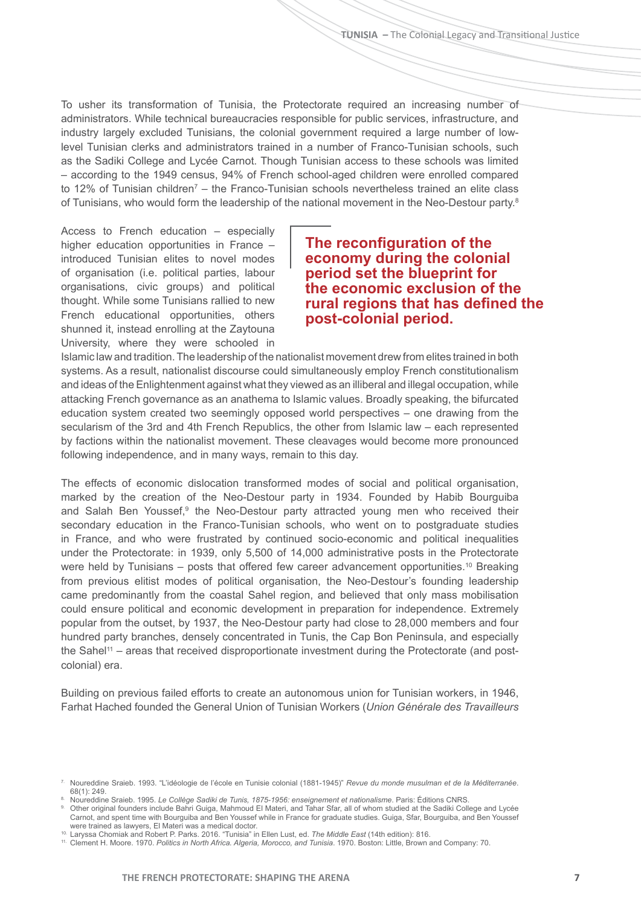To usher its transformation of Tunisia, the Protectorate required an increasing number of administrators. While technical bureaucracies responsible for public services, infrastructure, and industry largely excluded Tunisians, the colonial government required a large number of low-level Tunisian clerks and administrators trained in a number of Franco-Tunisian schools, such as the Sadiki College and Lycée Carnot. Though Tunisian access to these schools was limited – according to the 1949 census, 94% of French school-aged children were enrolled compared to 12% of Tunisian children[7] – the Franco-Tunisian schools nevertheless trained an elite class of Tunisians, who would form the leadership of the national movement in the Neo-Destour party.[8]

Access to French education – especially higher education opportunities in France – introduced Tunisian elites to novel modes of organisation (i.e. political parties, labour organisations, civic groups) and political thought. While some Tunisians rallied to new French educational opportunities, others shunned it, instead enrolling at the Zaytouna University, where they were schooled in Islamic law and tradition. The leadership of the nationalist movement drew from elites trained in both systems. As a result, nationalist discourse could simultaneously employ French constitutionalism and ideas of the Enlightenment against what they viewed as an illiberal and illegal occupation, while attacking French governance as an anathema to Islamic values. Broadly speaking, the bifurcated education system created two seemingly opposed world perspectives – one drawing from the secularism of the 3rd and 4th French Republics, the other from Islamic law – each represented by factions within the nationalist movement. These cleavages would become more pronounced following independence, and in many ways, remain to this day.

**The reconfiguration of the economy during the colonial period set the blueprint for the economic exclusion of the rural regions that has defined the post-colonial period.**

The effects of economic dislocation transformed modes of social and political organisation, marked by the creation of the Neo-Destour party in 1934. Founded by Habib Bourguiba and Salah Ben Youssef,[9] the Neo-Destour party attracted young men who received their secondary education in the Franco-Tunisian schools, who went on to postgraduate studies in France, and who were frustrated by continued socio-economic and political inequalities under the Protectorate: in 1939, only 5,500 of 14,000 administrative posts in the Protectorate were held by Tunisians – posts that offered few career advancement opportunities.[10] Breaking from previous elitist modes of political organisation, the Neo-Destour's founding leadership came predominantly from the coastal Sahel region, and believed that only mass mobilisation could ensure political and economic development in preparation for independence. Extremely popular from the outset, by 1937, the Neo-Destour party had close to 28,000 members and four hundred party branches, densely concentrated in Tunis, the Cap Bon Peninsula, and especially the Sahel[11] – areas that received disproportionate investment during the Protectorate (and post-colonial) era.

Building on previous failed efforts to create an autonomous union for Tunisian workers, in 1946, Farhat Hached founded the General Union of Tunisian Workers (*Union Générale des Travailleurs*

---

7. Noureddine Sraieb. 1993. "L'idéologie de l'école en Tunisie colonial (1881-1945)" *Revue du monde musulman et de la Méditerranée*. 68(1): 249.

8. Noureddine Sraieb. 1995. *Le Collège Sadiki de Tunis, 1875-1956: enseignement et nationalisme*. Paris: Éditions CNRS.

9. Other original founders include Bahri Guiga, Mahmoud El Materi, and Tahar Sfar, all of whom studied at the Sadiki College and Lycée Carnot, and spent time with Bourguiba and Ben Youssef while in France for graduate studies. Guiga, Sfar, Bourguiba, and Ben Youssef were trained as lawyers, El Materi was a medical doctor.

10. Laryssa Chomiak and Robert P. Parks. 2016. "Tunisia" in Ellen Lust, ed. *The Middle East* (14th edition): 816.

11. Clement H. Moore. 1970. *Politics in North Africa. Algeria, Morocco, and Tunisia*. 1970. Boston: Little, Brown and Company: 70.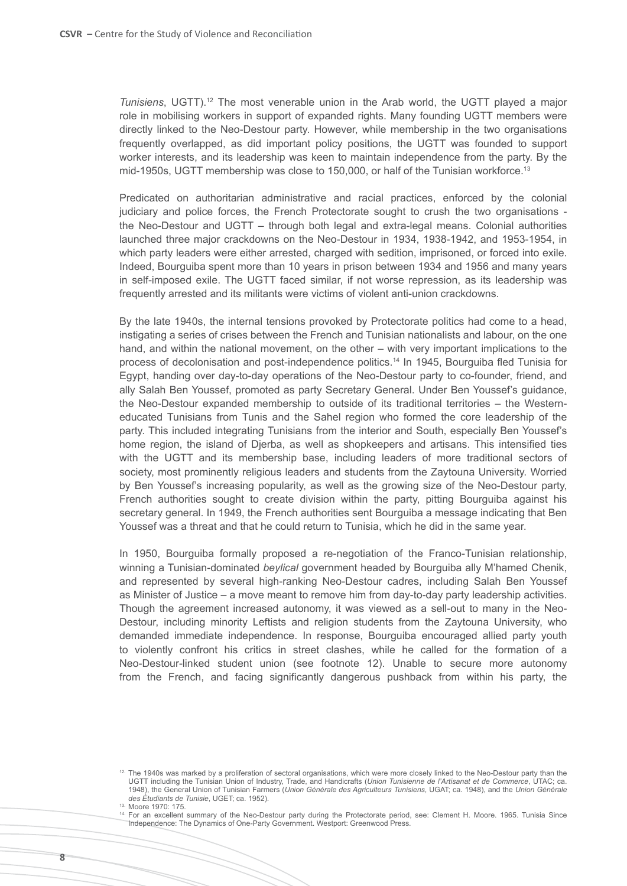*Tunisiens*, UGTT).[12] The most venerable union in the Arab world, the UGTT played a major role in mobilising workers in support of expanded rights. Many founding UGTT members were directly linked to the Neo-Destour party. However, while membership in the two organisations frequently overlapped, as did important policy positions, the UGTT was founded to support worker interests, and its leadership was keen to maintain independence from the party. By the mid-1950s, UGTT membership was close to 150,000, or half of the Tunisian workforce.[13]

Predicated on authoritarian administrative and racial practices, enforced by the colonial judiciary and police forces, the French Protectorate sought to crush the two organisations - the Neo-Destour and UGTT – through both legal and extra-legal means. Colonial authorities launched three major crackdowns on the Neo-Destour in 1934, 1938-1942, and 1953-1954, in which party leaders were either arrested, charged with sedition, imprisoned, or forced into exile. Indeed, Bourguiba spent more than 10 years in prison between 1934 and 1956 and many years in self-imposed exile. The UGTT faced similar, if not worse repression, as its leadership was frequently arrested and its militants were victims of violent anti-union crackdowns.

By the late 1940s, the internal tensions provoked by Protectorate politics had come to a head, instigating a series of crises between the French and Tunisian nationalists and labour, on the one hand, and within the national movement, on the other – with very important implications to the process of decolonisation and post-independence politics.[14] In 1945, Bourguiba fled Tunisia for Egypt, handing over day-to-day operations of the Neo-Destour party to co-founder, friend, and ally Salah Ben Youssef, promoted as party Secretary General. Under Ben Youssef's guidance, the Neo-Destour expanded membership to outside of its traditional territories – the Western-educated Tunisians from Tunis and the Sahel region who formed the core leadership of the party. This included integrating Tunisians from the interior and South, especially Ben Youssef's home region, the island of Djerba, as well as shopkeepers and artisans. This intensified ties with the UGTT and its membership base, including leaders of more traditional sectors of society, most prominently religious leaders and students from the Zaytouna University. Worried by Ben Youssef's increasing popularity, as well as the growing size of the Neo-Destour party, French authorities sought to create division within the party, pitting Bourguiba against his secretary general. In 1949, the French authorities sent Bourguiba a message indicating that Ben Youssef was a threat and that he could return to Tunisia, which he did in the same year.

In 1950, Bourguiba formally proposed a re-negotiation of the Franco-Tunisian relationship, winning a Tunisian-dominated *beylical* government headed by Bourguiba ally M'hamed Chenik, and represented by several high-ranking Neo-Destour cadres, including Salah Ben Youssef as Minister of Justice – a move meant to remove him from day-to-day party leadership activities. Though the agreement increased autonomy, it was viewed as a sell-out to many in the Neo-Destour, including minority Leftists and religion students from the Zaytouna University, who demanded immediate independence. In response, Bourguiba encouraged allied party youth to violently confront his critics in street clashes, while he called for the formation of a Neo-Destour-linked student union (see footnote 12). Unable to secure more autonomy from the French, and facing significantly dangerous pushback from within his party, the

[12] The 1940s was marked by a proliferation of sectoral organisations, which were more closely linked to the Neo-Destour party than the UGTT including the Tunisian Union of Industry, Trade, and Handicrafts (*Union Tunisienne de l'Artisanat et de Commerce*, UTAC; ca. 1948), the General Union of Tunisian Farmers (*Union Générale des Agriculteurs Tunisiens*, UGAT; ca. 1948), and the *Union Générale des Étudiants de Tunisie*, UGET; ca. 1952).

[13] Moore 1970: 175.

[14] For an excellent summary of the Neo-Destour party during the Protectorate period, see: Clement H. Moore. 1965. Tunisia Since Independence: The Dynamics of One-Party Government. Westport: Greenwood Press.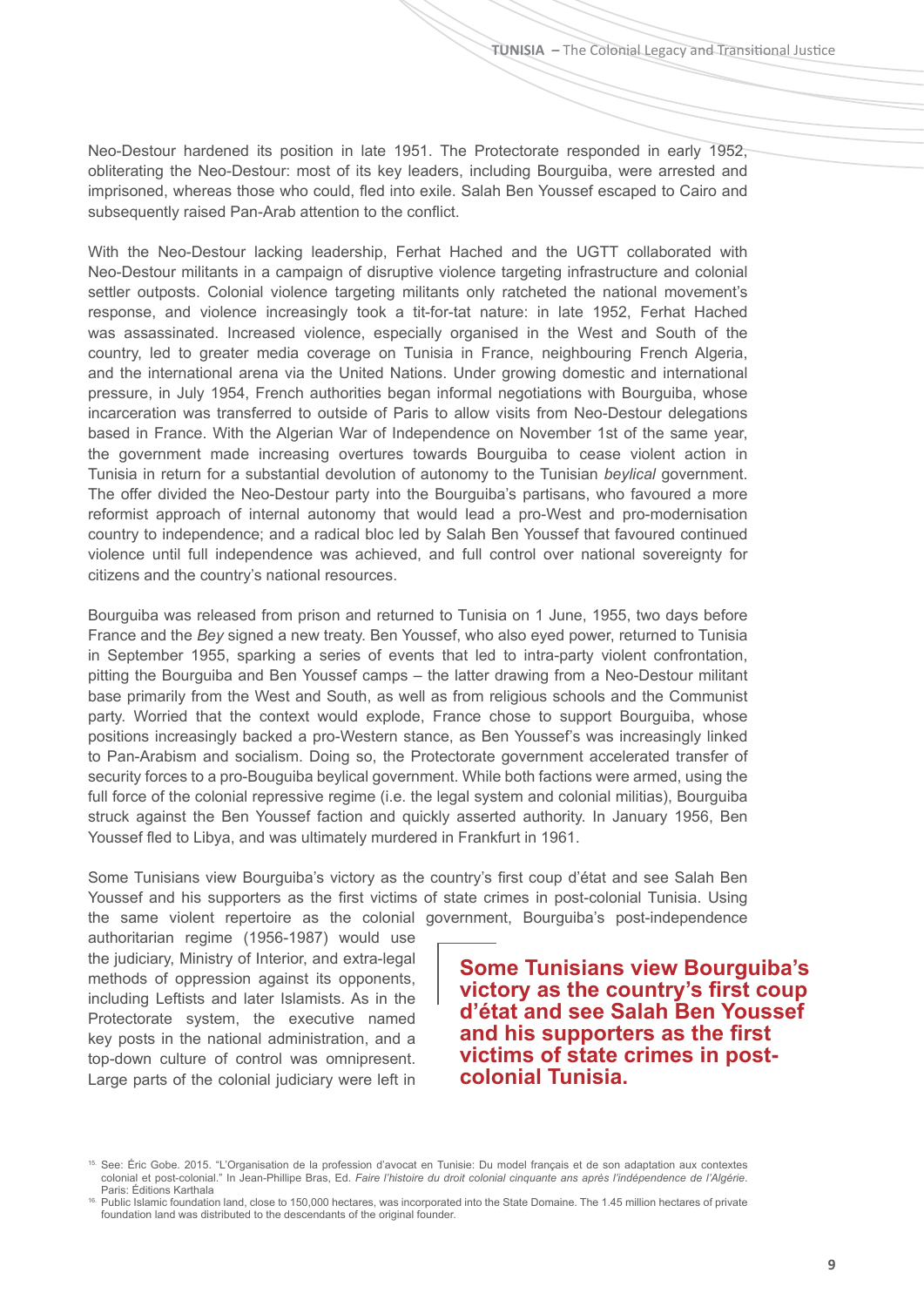Neo-Destour hardened its position in late 1951. The Protectorate responded in early 1952, obliterating the Neo-Destour: most of its key leaders, including Bourguiba, were arrested and imprisoned, whereas those who could, fled into exile. Salah Ben Youssef escaped to Cairo and subsequently raised Pan-Arab attention to the conflict.

With the Neo-Destour lacking leadership, Ferhat Hached and the UGTT collaborated with Neo-Destour militants in a campaign of disruptive violence targeting infrastructure and colonial settler outposts. Colonial violence targeting militants only ratcheted the national movement's response, and violence increasingly took a tit-for-tat nature: in late 1952, Ferhat Hached was assassinated. Increased violence, especially organised in the West and South of the country, led to greater media coverage on Tunisia in France, neighbouring French Algeria, and the international arena via the United Nations. Under growing domestic and international pressure, in July 1954, French authorities began informal negotiations with Bourguiba, whose incarceration was transferred to outside of Paris to allow visits from Neo-Destour delegations based in France. With the Algerian War of Independence on November 1st of the same year, the government made increasing overtures towards Bourguiba to cease violent action in Tunisia in return for a substantial devolution of autonomy to the Tunisian *beylical* government. The offer divided the Neo-Destour party into the Bourguiba's partisans, who favoured a more reformist approach of internal autonomy that would lead a pro-West and pro-modernisation country to independence; and a radical bloc led by Salah Ben Youssef that favoured continued violence until full independence was achieved, and full control over national sovereignty for citizens and the country's national resources.

Bourguiba was released from prison and returned to Tunisia on 1 June, 1955, two days before France and the *Bey* signed a new treaty. Ben Youssef, who also eyed power, returned to Tunisia in September 1955, sparking a series of events that led to intra-party violent confrontation, pitting the Bourguiba and Ben Youssef camps – the latter drawing from a Neo-Destour militant base primarily from the West and South, as well as from religious schools and the Communist party. Worried that the context would explode, France chose to support Bourguiba, whose positions increasingly backed a pro-Western stance, as Ben Youssef's was increasingly linked to Pan-Arabism and socialism. Doing so, the Protectorate government accelerated transfer of security forces to a pro-Bouguiba beylical government. While both factions were armed, using the full force of the colonial repressive regime (i.e. the legal system and colonial militias), Bourguiba struck against the Ben Youssef faction and quickly asserted authority. In January 1956, Ben Youssef fled to Libya, and was ultimately murdered in Frankfurt in 1961.

Some Tunisians view Bourguiba's victory as the country's first coup d'état and see Salah Ben Youssef and his supporters as the first victims of state crimes in post-colonial Tunisia. Using the same violent repertoire as the colonial government, Bourguiba's post-independence authoritarian regime (1956-1987) would use the judiciary, Ministry of Interior, and extra-legal methods of oppression against its opponents, including Leftists and later Islamists. As in the Protectorate system, the executive named key posts in the national administration, and a top-down culture of control was omnipresent. Large parts of the colonial judiciary were left in

**Some Tunisians view Bourguiba's victory as the country's first coup d'état and see Salah Ben Youssef and his supporters as the first victims of state crimes in post-colonial Tunisia.**

[15] See: Éric Gobe. 2015. "L'Organisation de la profession d'avocat en Tunisie: Du model français et de son adaptation aux contextes colonial et post-colonial." In Jean-Phillipe Bras, Ed. *Faire l'histoire du droit colonial cinquante ans après l'indépendance de l'Algérie*. Paris: Éditions Karthala

[16] Public Islamic foundation land, close to 150,000 hectares, was incorporated into the State Domaine. The 1.45 million hectares of private foundation land was distributed to the descendants of the original founder.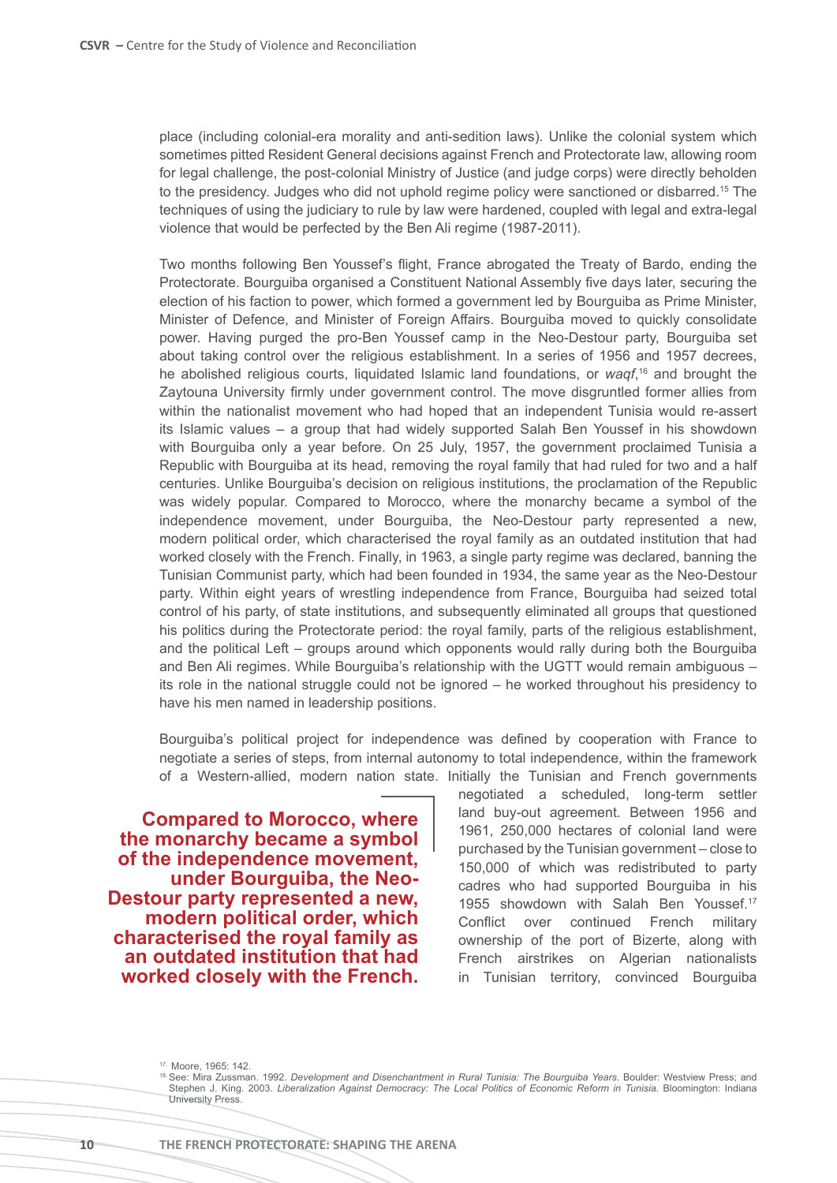place (including colonial-era morality and anti-sedition laws). Unlike the colonial system which sometimes pitted Resident General decisions against French and Protectorate law, allowing room for legal challenge, the post-colonial Ministry of Justice (and judge corps) were directly beholden to the presidency. Judges who did not uphold regime policy were sanctioned or disbarred.[15] The techniques of using the judiciary to rule by law were hardened, coupled with legal and extra-legal violence that would be perfected by the Ben Ali regime (1987-2011).

Two months following Ben Youssef's flight, France abrogated the Treaty of Bardo, ending the Protectorate. Bourguiba organised a Constituent National Assembly five days later, securing the election of his faction to power, which formed a government led by Bourguiba as Prime Minister, Minister of Defence, and Minister of Foreign Affairs. Bourguiba moved to quickly consolidate power. Having purged the pro-Ben Youssef camp in the Neo-Destour party, Bourguiba set about taking control over the religious establishment. In a series of 1956 and 1957 decrees, he abolished religious courts, liquidated Islamic land foundations, or *waqf*,[16] and brought the Zaytouna University firmly under government control. The move disgruntled former allies from within the nationalist movement who had hoped that an independent Tunisia would re-assert its Islamic values – a group that had widely supported Salah Ben Youssef in his showdown with Bourguiba only a year before. On 25 July, 1957, the government proclaimed Tunisia a Republic with Bourguiba at its head, removing the royal family that had ruled for two and a half centuries. Unlike Bourguiba's decision on religious institutions, the proclamation of the Republic was widely popular. Compared to Morocco, where the monarchy became a symbol of the independence movement, under Bourguiba, the Neo-Destour party represented a new, modern political order, which characterised the royal family as an outdated institution that had worked closely with the French. Finally, in 1963, a single party regime was declared, banning the Tunisian Communist party, which had been founded in 1934, the same year as the Neo-Destour party. Within eight years of wrestling independence from France, Bourguiba had seized total control of his party, of state institutions, and subsequently eliminated all groups that questioned his politics during the Protectorate period: the royal family, parts of the religious establishment, and the political Left – groups around which opponents would rally during both the Bourguiba and Ben Ali regimes. While Bourguiba's relationship with the UGTT would remain ambiguous – its role in the national struggle could not be ignored – he worked throughout his presidency to have his men named in leadership positions.

Bourguiba's political project for independence was defined by cooperation with France to negotiate a series of steps, from internal autonomy to total independence, within the framework of a Western-allied, modern nation state. Initially the Tunisian and French governments negotiated a scheduled, long-term settler land buy-out agreement. Between 1956 and 1961, 250,000 hectares of colonial land were purchased by the Tunisian government – close to 150,000 of which was redistributed to party cadres who had supported Bourguiba in his 1955 showdown with Salah Ben Youssef.[17] Conflict over continued French military ownership of the port of Bizerte, along with French airstrikes on Algerian nationalists in Tunisian territory, convinced Bourguiba

**Compared to Morocco, where the monarchy became a symbol of the independence movement, under Bourguiba, the Neo-Destour party represented a new, modern political order, which characterised the royal family as an outdated institution that had worked closely with the French.**

[17] Moore, 1965: 142.

[18] See: Mira Zussman. 1992. *Development and Disenchantment in Rural Tunisia: The Bourguiba Years*. Boulder: Westview Press; and Stephen J. King. 2003. *Liberalization Against Democracy: The Local Politics of Economic Reform in Tunisia.* Bloomington: Indiana University Press.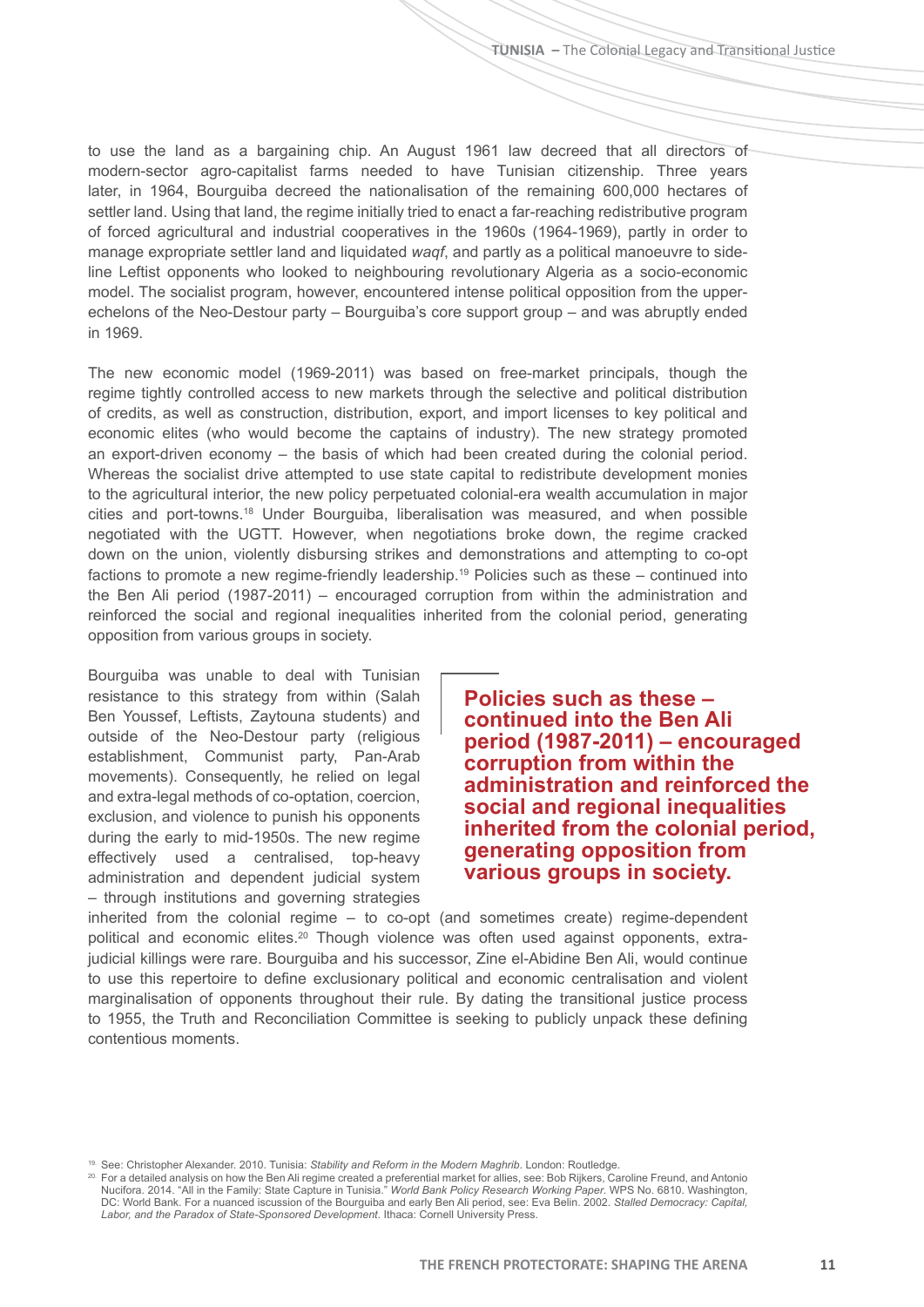to use the land as a bargaining chip. An August 1961 law decreed that all directors of modern-sector agro-capitalist farms needed to have Tunisian citizenship. Three years later, in 1964, Bourguiba decreed the nationalisation of the remaining 600,000 hectares of settler land. Using that land, the regime initially tried to enact a far-reaching redistributive program of forced agricultural and industrial cooperatives in the 1960s (1964-1969), partly in order to manage expropriate settler land and liquidated *waqf*, and partly as a political manoeuvre to side-line Leftist opponents who looked to neighbouring revolutionary Algeria as a socio-economic model. The socialist program, however, encountered intense political opposition from the upper-echelons of the Neo-Destour party – Bourguiba's core support group – and was abruptly ended in 1969.

The new economic model (1969-2011) was based on free-market principals, though the regime tightly controlled access to new markets through the selective and political distribution of credits, as well as construction, distribution, export, and import licenses to key political and economic elites (who would become the captains of industry). The new strategy promoted an export-driven economy – the basis of which had been created during the colonial period. Whereas the socialist drive attempted to use state capital to redistribute development monies to the agricultural interior, the new policy perpetuated colonial-era wealth accumulation in major cities and port-towns.[18] Under Bourguiba, liberalisation was measured, and when possible negotiated with the UGTT. However, when negotiations broke down, the regime cracked down on the union, violently disbursing strikes and demonstrations and attempting to co-opt factions to promote a new regime-friendly leadership.[19] Policies such as these – continued into the Ben Ali period (1987-2011) – encouraged corruption from within the administration and reinforced the social and regional inequalities inherited from the colonial period, generating opposition from various groups in society.

**Policies such as these – continued into the Ben Ali period (1987-2011) – encouraged corruption from within the administration and reinforced the social and regional inequalities inherited from the colonial period, generating opposition from various groups in society.**

Bourguiba was unable to deal with Tunisian resistance to this strategy from within (Salah Ben Youssef, Leftists, Zaytouna students) and outside of the Neo-Destour party (religious establishment, Communist party, Pan-Arab movements). Consequently, he relied on legal and extra-legal methods of co-optation, coercion, exclusion, and violence to punish his opponents during the early to mid-1950s. The new regime effectively used a centralised, top-heavy administration and dependent judicial system – through institutions and governing strategies inherited from the colonial regime – to co-opt (and sometimes create) regime-dependent political and economic elites.[20] Though violence was often used against opponents, extra-judicial killings were rare. Bourguiba and his successor, Zine el-Abidine Ben Ali, would continue to use this repertoire to define exclusionary political and economic centralisation and violent marginalisation of opponents throughout their rule. By dating the transitional justice process to 1955, the Truth and Reconciliation Committee is seeking to publicly unpack these defining contentious moments.

[19] See: Christopher Alexander. 2010. Tunisia: *Stability and Reform in the Modern Maghrib*. London: Routledge.

[20] For a detailed analysis on how the Ben Ali regime created a preferential market for allies, see: Bob Rijkers, Caroline Freund, and Antonio Nucifora. 2014. "All in the Family: State Capture in Tunisia." *World Bank Policy Research Working Paper*. WPS No. 6810. Washington, DC: World Bank. For a nuanced iscussion of the Bourguiba and early Ben Ali period, see: Eva Belin. 2002. *Stalled Democracy: Capital, Labor, and the Paradox of State-Sponsored Development*. Ithaca: Cornell University Press.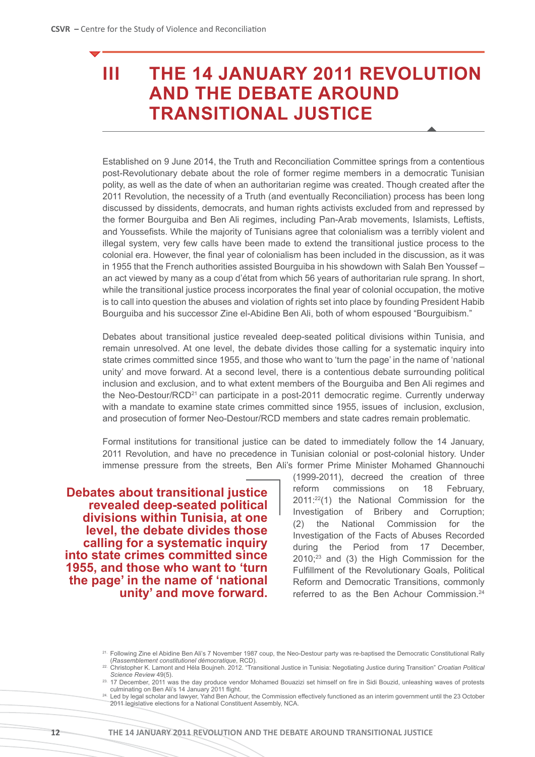# III THE 14 JANUARY 2011 REVOLUTION AND THE DEBATE AROUND TRANSITIONAL JUSTICE

Established on 9 June 2014, the Truth and Reconciliation Committee springs from a contentious post-Revolutionary debate about the role of former regime members in a democratic Tunisian polity, as well as the date of when an authoritarian regime was created. Though created after the 2011 Revolution, the necessity of a Truth (and eventually Reconciliation) process has been long discussed by dissidents, democrats, and human rights activists excluded from and repressed by the former Bourguiba and Ben Ali regimes, including Pan-Arab movements, Islamists, Leftists, and Youssefists. While the majority of Tunisians agree that colonialism was a terribly violent and illegal system, very few calls have been made to extend the transitional justice process to the colonial era. However, the final year of colonialism has been included in the discussion, as it was in 1955 that the French authorities assisted Bourguiba in his showdown with Salah Ben Youssef – an act viewed by many as a coup d'état from which 56 years of authoritarian rule sprang. In short, while the transitional justice process incorporates the final year of colonial occupation, the motive is to call into question the abuses and violation of rights set into place by founding President Habib Bourguiba and his successor Zine el-Abidine Ben Ali, both of whom espoused "Bourguibism."

Debates about transitional justice revealed deep-seated political divisions within Tunisia, and remain unresolved. At one level, the debate divides those calling for a systematic inquiry into state crimes committed since 1955, and those who want to 'turn the page' in the name of 'national unity' and move forward. At a second level, there is a contentious debate surrounding political inclusion and exclusion, and to what extent members of the Bourguiba and Ben Ali regimes and the Neo-Destour/RCD[21] can participate in a post-2011 democratic regime. Currently underway with a mandate to examine state crimes committed since 1955, issues of inclusion, exclusion, and prosecution of former Neo-Destour/RCD members and state cadres remain problematic.

Formal institutions for transitional justice can be dated to immediately follow the 14 January, 2011 Revolution, and have no precedence in Tunisian colonial or post-colonial history. Under immense pressure from the streets, Ben Ali's former Prime Minister Mohamed Ghannouchi (1999-2011), decreed the creation of three reform commissions on 18 February, 2011:[22](1) the National Commission for the Investigation of Bribery and Corruption; (2) the National Commission for the Investigation of the Facts of Abuses Recorded during the Period from 17 December, 2010;[23] and (3) the High Commission for the Fulfillment of the Revolutionary Goals, Political Reform and Democratic Transitions, commonly referred to as the Ben Achour Commission.[24]

**Debates about transitional justice revealed deep-seated political divisions within Tunisia, at one level, the debate divides those calling for a systematic inquiry into state crimes committed since 1955, and those who want to 'turn the page' in the name of 'national unity' and move forward.**

---

[21] Following Zine el Abidine Ben Ali's 7 November 1987 coup, the Neo-Destour party was re-baptised the Democratic Constitutional Rally (*Rassemblement constitutionel démocratique*, RCD).

[22] Christopher K. Lamont and Héla Boujneh. 2012. "Transitional Justice in Tunisia: Negotiating Justice during Transition" *Croatian Political Science Review* 49(5).

[23] 17 December, 2011 was the day produce vendor Mohamed Bouazizi set himself on fire in Sidi Bouzid, unleashing waves of protests culminating on Ben Ali's 14 January 2011 flight.

[24] Led by legal scholar and lawyer, Yahd Ben Achour, the Commission effectively functioned as an interim government until the 23 October 2011 legislative elections for a National Constituent Assembly, NCA.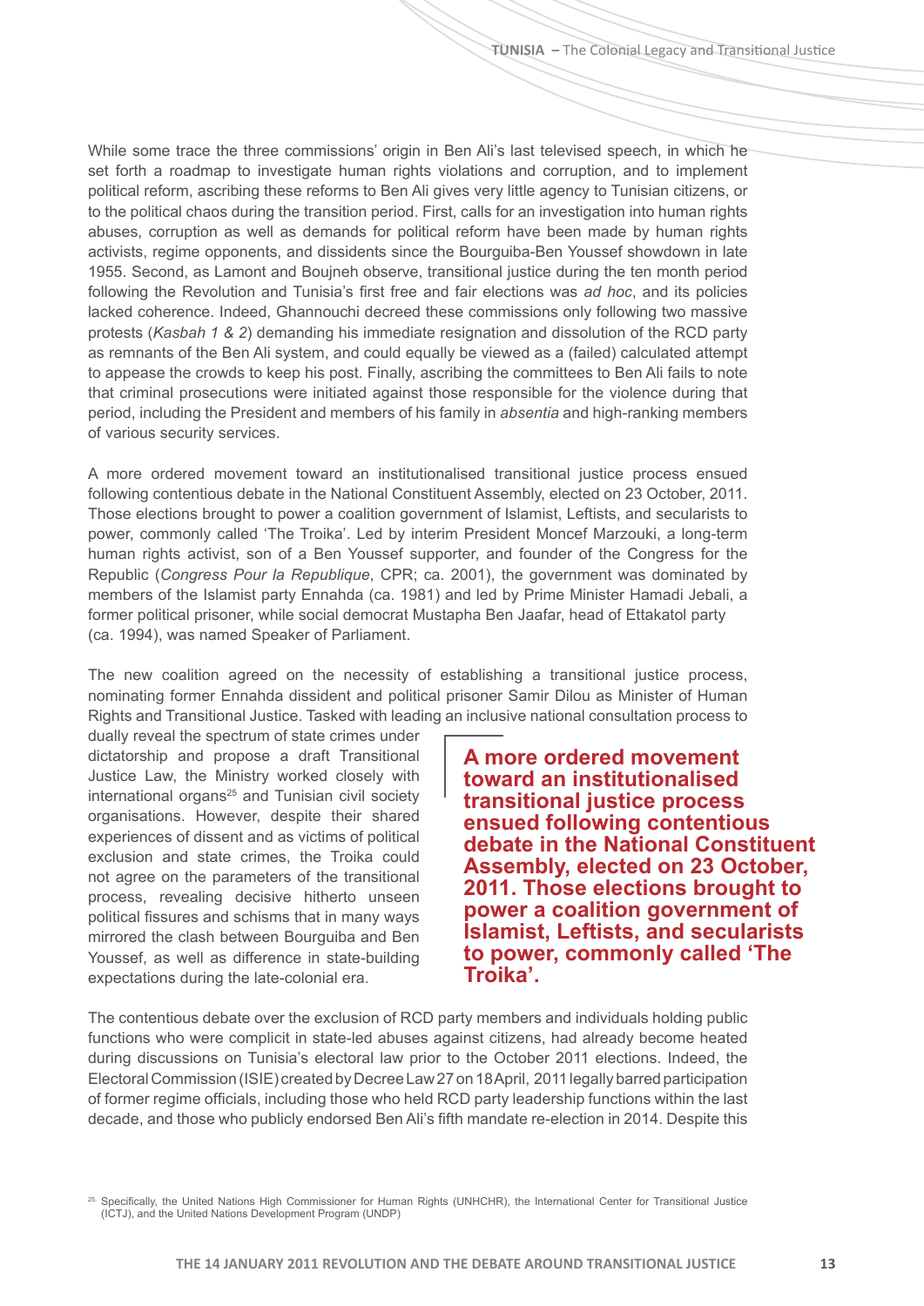While some trace the three commissions' origin in Ben Ali's last televised speech, in which he set forth a roadmap to investigate human rights violations and corruption, and to implement political reform, ascribing these reforms to Ben Ali gives very little agency to Tunisian citizens, or to the political chaos during the transition period. First, calls for an investigation into human rights abuses, corruption as well as demands for political reform have been made by human rights activists, regime opponents, and dissidents since the Bourguiba-Ben Youssef showdown in late 1955. Second, as Lamont and Boujneh observe, transitional justice during the ten month period following the Revolution and Tunisia's first free and fair elections was *ad hoc*, and its policies lacked coherence. Indeed, Ghannouchi decreed these commissions only following two massive protests (*Kasbah 1 & 2*) demanding his immediate resignation and dissolution of the RCD party as remnants of the Ben Ali system, and could equally be viewed as a (failed) calculated attempt to appease the crowds to keep his post. Finally, ascribing the committees to Ben Ali fails to note that criminal prosecutions were initiated against those responsible for the violence during that period, including the President and members of his family in *absentia* and high-ranking members of various security services.

A more ordered movement toward an institutionalised transitional justice process ensued following contentious debate in the National Constituent Assembly, elected on 23 October, 2011. Those elections brought to power a coalition government of Islamist, Leftists, and secularists to power, commonly called 'The Troika'. Led by interim President Moncef Marzouki, a long-term human rights activist, son of a Ben Youssef supporter, and founder of the Congress for the Republic (*Congress Pour la Republique*, CPR; ca. 2001), the government was dominated by members of the Islamist party Ennahda (ca. 1981) and led by Prime Minister Hamadi Jebali, a former political prisoner, while social democrat Mustapha Ben Jaafar, head of Ettakatol party (ca. 1994), was named Speaker of Parliament.

The new coalition agreed on the necessity of establishing a transitional justice process, nominating former Ennahda dissident and political prisoner Samir Dilou as Minister of Human Rights and Transitional Justice. Tasked with leading an inclusive national consultation process to dually reveal the spectrum of state crimes under dictatorship and propose a draft Transitional Justice Law, the Ministry worked closely with international organs[25] and Tunisian civil society organisations. However, despite their shared experiences of dissent and as victims of political exclusion and state crimes, the Troika could not agree on the parameters of the transitional process, revealing decisive hitherto unseen political fissures and schisms that in many ways mirrored the clash between Bourguiba and Ben Youssef, as well as difference in state-building expectations during the late-colonial era.

> **A more ordered movement toward an institutionalised transitional justice process ensued following contentious debate in the National Constituent Assembly, elected on 23 October, 2011. Those elections brought to power a coalition government of Islamist, Leftists, and secularists to power, commonly called 'The Troika'.**

The contentious debate over the exclusion of RCD party members and individuals holding public functions who were complicit in state-led abuses against citizens, had already become heated during discussions on Tunisia's electoral law prior to the October 2011 elections. Indeed, the Electoral Commission (ISIE) created by Decree Law 27 on 18 April, 2011 legally barred participation of former regime officials, including those who held RCD party leadership functions within the last decade, and those who publicly endorsed Ben Ali's fifth mandate re-election in 2014. Despite this

[25] Specifically, the United Nations High Commissioner for Human Rights (UNHCHR), the International Center for Transitional Justice (ICTJ), and the United Nations Development Program (UNDP)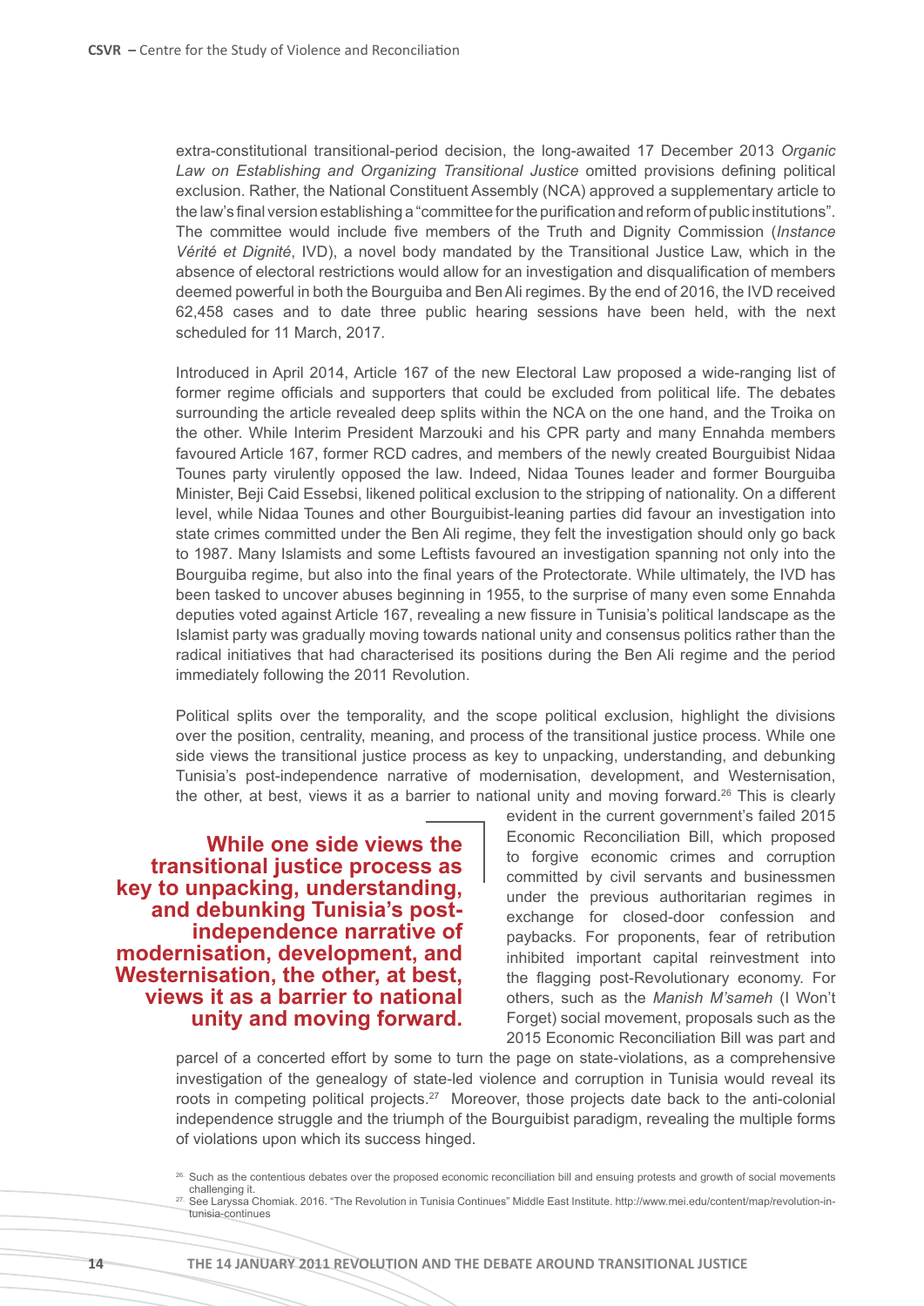extra-constitutional transitional-period decision, the long-awaited 17 December 2013 *Organic Law on Establishing and Organizing Transitional Justice* omitted provisions defining political exclusion. Rather, the National Constituent Assembly (NCA) approved a supplementary article to the law's final version establishing a "committee for the purification and reform of public institutions". The committee would include five members of the Truth and Dignity Commission (*Instance Vérité et Dignité*, IVD), a novel body mandated by the Transitional Justice Law, which in the absence of electoral restrictions would allow for an investigation and disqualification of members deemed powerful in both the Bourguiba and Ben Ali regimes. By the end of 2016, the IVD received 62,458 cases and to date three public hearing sessions have been held, with the next scheduled for 11 March, 2017.

Introduced in April 2014, Article 167 of the new Electoral Law proposed a wide-ranging list of former regime officials and supporters that could be excluded from political life. The debates surrounding the article revealed deep splits within the NCA on the one hand, and the Troika on the other. While Interim President Marzouki and his CPR party and many Ennahda members favoured Article 167, former RCD cadres, and members of the newly created Bourguibist Nidaa Tounes party virulently opposed the law. Indeed, Nidaa Tounes leader and former Bourguiba Minister, Beji Caid Essebsi, likened political exclusion to the stripping of nationality. On a different level, while Nidaa Tounes and other Bourguibist-leaning parties did favour an investigation into state crimes committed under the Ben Ali regime, they felt the investigation should only go back to 1987. Many Islamists and some Leftists favoured an investigation spanning not only into the Bourguiba regime, but also into the final years of the Protectorate. While ultimately, the IVD has been tasked to uncover abuses beginning in 1955, to the surprise of many even some Ennahda deputies voted against Article 167, revealing a new fissure in Tunisia's political landscape as the Islamist party was gradually moving towards national unity and consensus politics rather than the radical initiatives that had characterised its positions during the Ben Ali regime and the period immediately following the 2011 Revolution.

Political splits over the temporality, and the scope political exclusion, highlight the divisions over the position, centrality, meaning, and process of the transitional justice process. While one side views the transitional justice process as key to unpacking, understanding, and debunking Tunisia's post-independence narrative of modernisation, development, and Westernisation, the other, at best, views it as a barrier to national unity and moving forward.[26] This is clearly evident in the current government's failed 2015 Economic Reconciliation Bill, which proposed to forgive economic crimes and corruption committed by civil servants and businessmen under the previous authoritarian regimes in exchange for closed-door confession and paybacks. For proponents, fear of retribution inhibited important capital reinvestment into the flagging post-Revolutionary economy. For others, such as the *Manish M'sameh* (I Won't Forget) social movement, proposals such as the 2015 Economic Reconciliation Bill was part and parcel of a concerted effort by some to turn the page on state-violations, as a comprehensive investigation of the genealogy of state-led violence and corruption in Tunisia would reveal its roots in competing political projects.[27] Moreover, those projects date back to the anti-colonial independence struggle and the triumph of the Bourguibist paradigm, revealing the multiple forms of violations upon which its success hinged.

**While one side views the transitional justice process as key to unpacking, understanding, and debunking Tunisia's post-independence narrative of modernisation, development, and Westernisation, the other, at best, views it as a barrier to national unity and moving forward.**

[26] Such as the contentious debates over the proposed economic reconciliation bill and ensuing protests and growth of social movements challenging it.

[27] See Laryssa Chomiak. 2016. "The Revolution in Tunisia Continues" Middle East Institute. http://www.mei.edu/content/map/revolution-in-tunisia-continues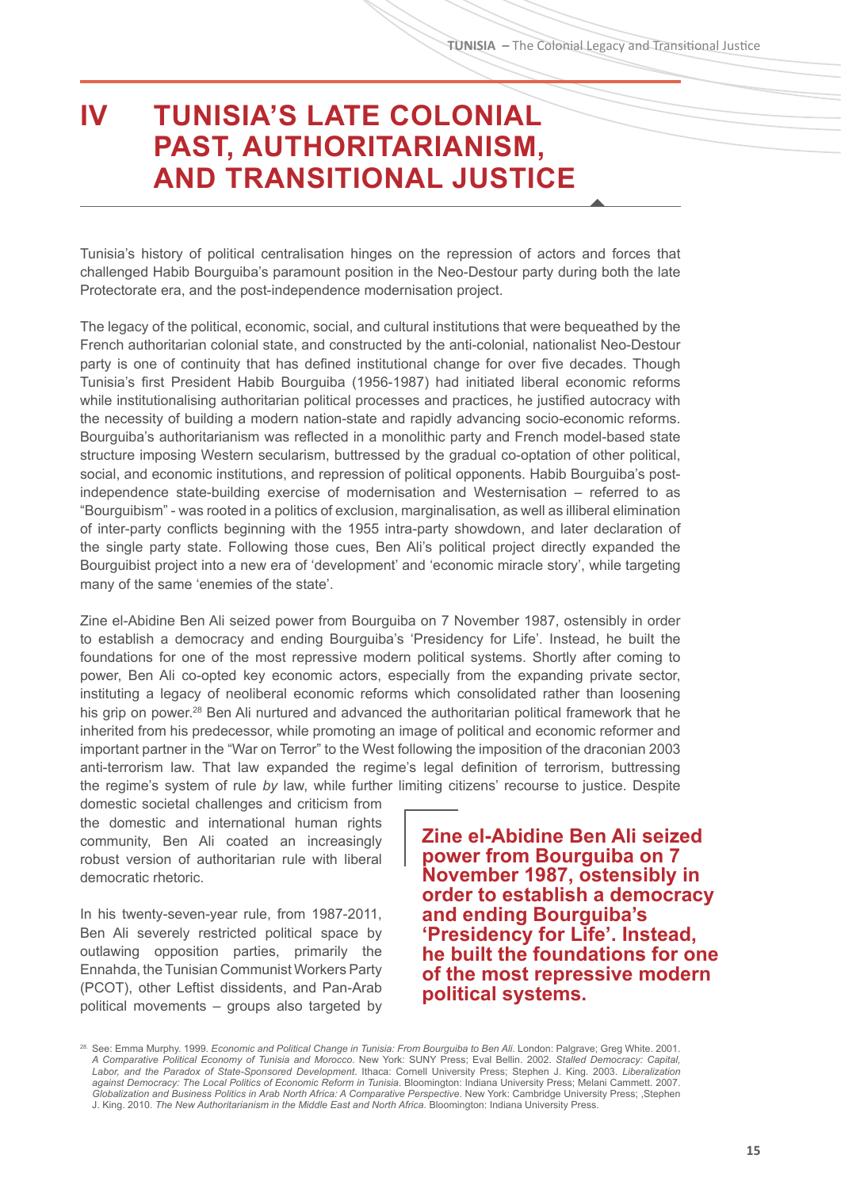# IV TUNISIA'S LATE COLONIAL PAST, AUTHORITARIANISM, AND TRANSITIONAL JUSTICE

Tunisia's history of political centralisation hinges on the repression of actors and forces that challenged Habib Bourguiba's paramount position in the Neo-Destour party during both the late Protectorate era, and the post-independence modernisation project.

The legacy of the political, economic, social, and cultural institutions that were bequeathed by the French authoritarian colonial state, and constructed by the anti-colonial, nationalist Neo-Destour party is one of continuity that has defined institutional change for over five decades. Though Tunisia's first President Habib Bourguiba (1956-1987) had initiated liberal economic reforms while institutionalising authoritarian political processes and practices, he justified autocracy with the necessity of building a modern nation-state and rapidly advancing socio-economic reforms. Bourguiba's authoritarianism was reflected in a monolithic party and French model-based state structure imposing Western secularism, buttressed by the gradual co-optation of other political, social, and economic institutions, and repression of political opponents. Habib Bourguiba's post-independence state-building exercise of modernisation and Westernisation – referred to as "Bourguibism" - was rooted in a politics of exclusion, marginalisation, as well as illiberal elimination of inter-party conflicts beginning with the 1955 intra-party showdown, and later declaration of the single party state. Following those cues, Ben Ali's political project directly expanded the Bourguibist project into a new era of 'development' and 'economic miracle story', while targeting many of the same 'enemies of the state'.

Zine el-Abidine Ben Ali seized power from Bourguiba on 7 November 1987, ostensibly in order to establish a democracy and ending Bourguiba's 'Presidency for Life'. Instead, he built the foundations for one of the most repressive modern political systems. Shortly after coming to power, Ben Ali co-opted key economic actors, especially from the expanding private sector, instituting a legacy of neoliberal economic reforms which consolidated rather than loosening his grip on power.[28] Ben Ali nurtured and advanced the authoritarian political framework that he inherited from his predecessor, while promoting an image of political and economic reformer and important partner in the "War on Terror" to the West following the imposition of the draconian 2003 anti-terrorism law. That law expanded the regime's legal definition of terrorism, buttressing the regime's system of rule *by* law, while further limiting citizens' recourse to justice. Despite domestic societal challenges and criticism from the domestic and international human rights community, Ben Ali coated an increasingly robust version of authoritarian rule with liberal democratic rhetoric.

**Zine el-Abidine Ben Ali seized power from Bourguiba on 7 November 1987, ostensibly in order to establish a democracy and ending Bourguiba's 'Presidency for Life'. Instead, he built the foundations for one of the most repressive modern political systems.**

In his twenty-seven-year rule, from 1987-2011, Ben Ali severely restricted political space by outlawing opposition parties, primarily the Ennahda, the Tunisian Communist Workers Party (PCOT), other Leftist dissidents, and Pan-Arab political movements – groups also targeted by

---

[28] See: Emma Murphy. 1999. *Economic and Political Change in Tunisia: From Bourguiba to Ben Ali*. London: Palgrave; Greg White. 2001. *A Comparative Political Economy of Tunisia and Morocco*. New York: SUNY Press; Eval Bellin. 2002. *Stalled Democracy: Capital, Labor, and the Paradox of State-Sponsored Development*. Ithaca: Cornell University Press; Stephen J. King. 2003. *Liberalization against Democracy: The Local Politics of Economic Reform in Tunisia*. Bloomington: Indiana University Press; Melani Cammett. 2007. *Globalization and Business Politics in Arab North Africa: A Comparative Perspective*. New York: Cambridge University Press; ,Stephen J. King. 2010. *The New Authoritarianism in the Middle East and North Africa*. Bloomington: Indiana University Press.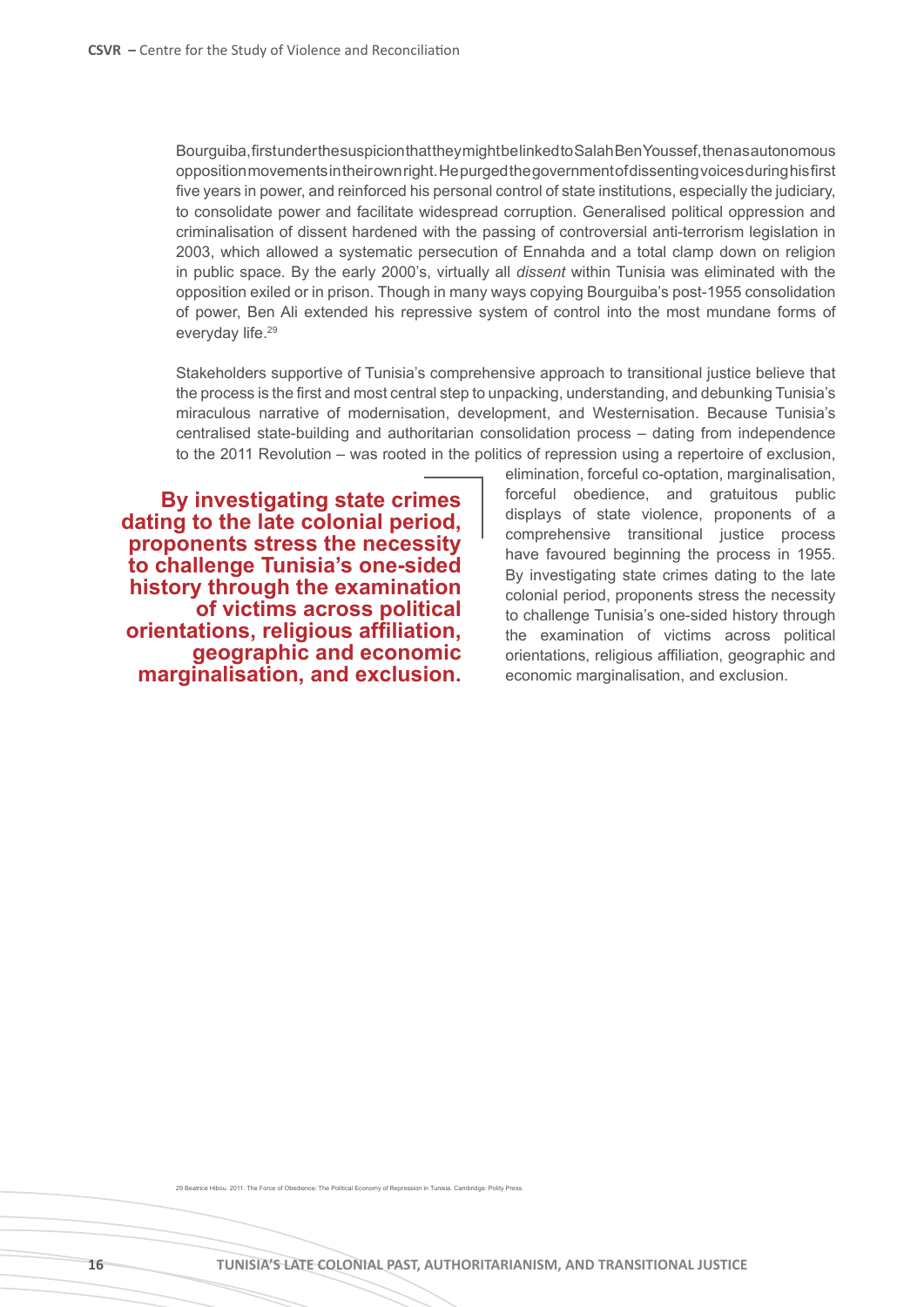Bourguiba, first under the suspicion that they might be linked to Salah Ben Youssef, then as autonomous opposition movements in their own right. He purged the government of dissenting voices during his first five years in power, and reinforced his personal control of state institutions, especially the judiciary, to consolidate power and facilitate widespread corruption. Generalised political oppression and criminalisation of dissent hardened with the passing of controversial anti-terrorism legislation in 2003, which allowed a systematic persecution of Ennahda and a total clamp down on religion in public space. By the early 2000's, virtually all *dissent* within Tunisia was eliminated with the opposition exiled or in prison. Though in many ways copying Bourguiba's post-1955 consolidation of power, Ben Ali extended his repressive system of control into the most mundane forms of everyday life.[29]

Stakeholders supportive of Tunisia's comprehensive approach to transitional justice believe that the process is the first and most central step to unpacking, understanding, and debunking Tunisia's miraculous narrative of modernisation, development, and Westernisation. Because Tunisia's centralised state-building and authoritarian consolidation process – dating from independence to the 2011 Revolution – was rooted in the politics of repression using a repertoire of exclusion, elimination, forceful co-optation, marginalisation, forceful obedience, and gratuitous public displays of state violence, proponents of a comprehensive transitional justice process have favoured beginning the process in 1955. By investigating state crimes dating to the late colonial period, proponents stress the necessity to challenge Tunisia's one-sided history through the examination of victims across political orientations, religious affiliation, geographic and economic marginalisation, and exclusion.

**By investigating state crimes dating to the late colonial period, proponents stress the necessity to challenge Tunisia's one-sided history through the examination of victims across political orientations, religious affiliation, geographic and economic marginalisation, and exclusion.**

29 Beatrice Hibou. 2011. The Force of Obedience: The Political Economy of Repression in Tunisia. Cambridge: Polity Press.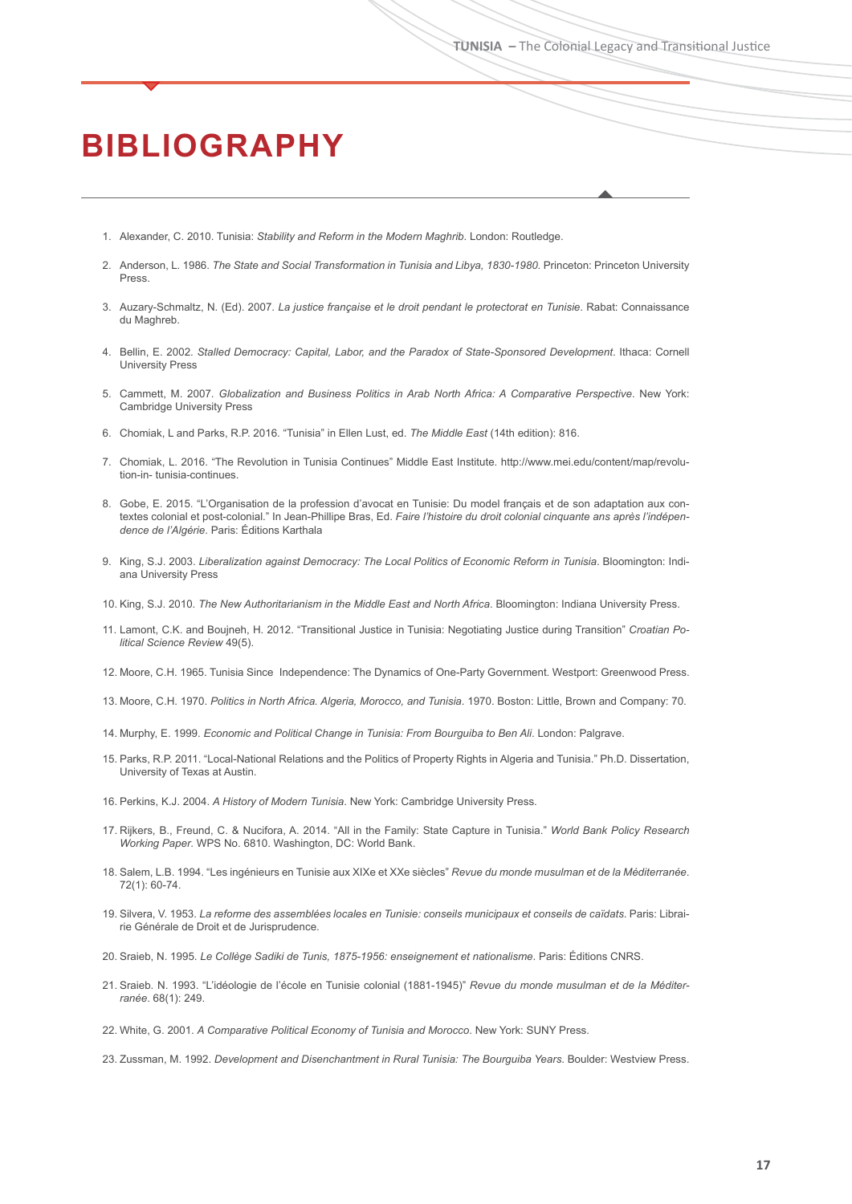# BIBLIOGRAPHY

1. Alexander, C. 2010. Tunisia: *Stability and Reform in the Modern Maghrib*. London: Routledge.

2. Anderson, L. 1986. *The State and Social Transformation in Tunisia and Libya, 1830-1980.* Princeton: Princeton University Press.

3. Auzary-Schmaltz, N. (Ed). 2007. *La justice française et le droit pendant le protectorat en Tunisie*. Rabat: Connaissance du Maghreb.

4. Bellin, E. 2002. *Stalled Democracy: Capital, Labor, and the Paradox of State-Sponsored Development*. Ithaca: Cornell University Press

5. Cammett, M. 2007. *Globalization and Business Politics in Arab North Africa: A Comparative Perspective*. New York: Cambridge University Press

6. Chomiak, L and Parks, R.P. 2016. "Tunisia" in Ellen Lust, ed. *The Middle East* (14th edition): 816.

7. Chomiak, L. 2016. "The Revolution in Tunisia Continues" Middle East Institute. http://www.mei.edu/content/map/revolution-in- tunisia-continues.

8. Gobe, E. 2015. "L'Organisation de la profession d'avocat en Tunisie: Du model français et de son adaptation aux contextes colonial et post-colonial." In Jean-Phillipe Bras, Ed. *Faire l'histoire du droit colonial cinquante ans après l'indépendence de l'Algérie*. Paris: Éditions Karthala

9. King, S.J. 2003. *Liberalization against Democracy: The Local Politics of Economic Reform in Tunisia*. Bloomington: Indiana University Press

10. King, S.J. 2010. *The New Authoritarianism in the Middle East and North Africa*. Bloomington: Indiana University Press.

11. Lamont, C.K. and Boujneh, H. 2012. "Transitional Justice in Tunisia: Negotiating Justice during Transition" *Croatian Political Science Review* 49(5).

12. Moore, C.H. 1965. Tunisia Since Independence: The Dynamics of One-Party Government. Westport: Greenwood Press.

13. Moore, C.H. 1970. *Politics in North Africa. Algeria, Morocco, and Tunisia*. 1970. Boston: Little, Brown and Company: 70.

14. Murphy, E. 1999. *Economic and Political Change in Tunisia: From Bourguiba to Ben Ali*. London: Palgrave.

15. Parks, R.P. 2011. "Local-National Relations and the Politics of Property Rights in Algeria and Tunisia." Ph.D. Dissertation, University of Texas at Austin.

16. Perkins, K.J. 2004. *A History of Modern Tunisia*. New York: Cambridge University Press.

17. Rijkers, B., Freund, C. & Nucifora, A. 2014. "All in the Family: State Capture in Tunisia." *World Bank Policy Research Working Paper*. WPS No. 6810. Washington, DC: World Bank.

18. Salem, L.B. 1994. "Les ingénieurs en Tunisie aux XIXe et XXe siècles" *Revue du monde musulman et de la Méditerranée*. 72(1): 60-74.

19. Silvera, V. 1953. *La reforme des assemblées locales en Tunisie: conseils municipaux et conseils de caïdats*. Paris: Librairie Générale de Droit et de Jurisprudence.

20. Sraieb, N. 1995. *Le Collège Sadiki de Tunis, 1875-1956: enseignement et nationalisme*. Paris: Éditions CNRS.

21. Sraieb. N. 1993. "L'idéologie de l'école en Tunisie colonial (1881-1945)" *Revue du monde musulman et de la Méditerranée*. 68(1): 249.

22. White, G. 2001. *A Comparative Political Economy of Tunisia and Morocco*. New York: SUNY Press.

23. Zussman, M. 1992. *Development and Disenchantment in Rural Tunisia: The Bourguiba Years*. Boulder: Westview Press.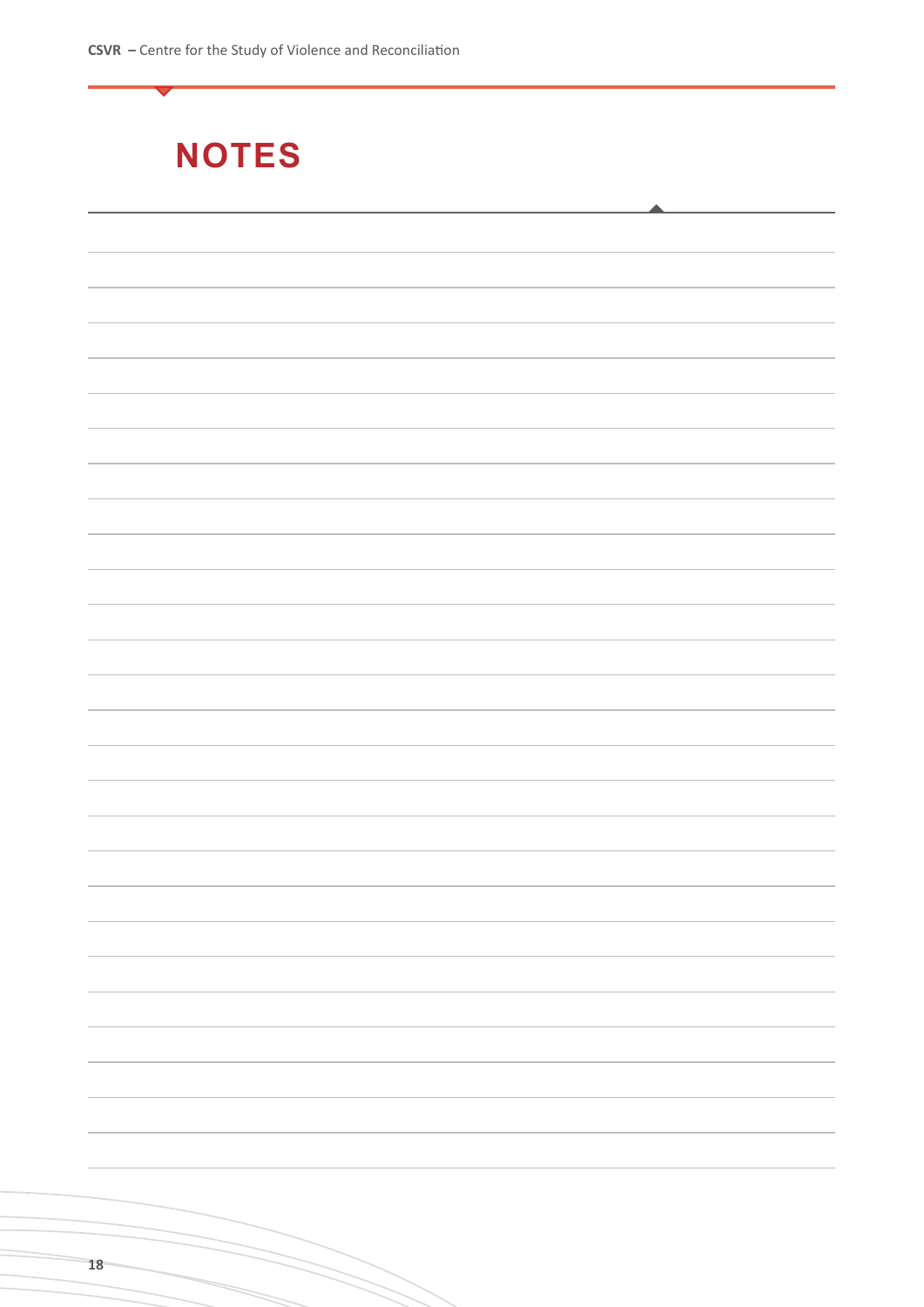# NOTES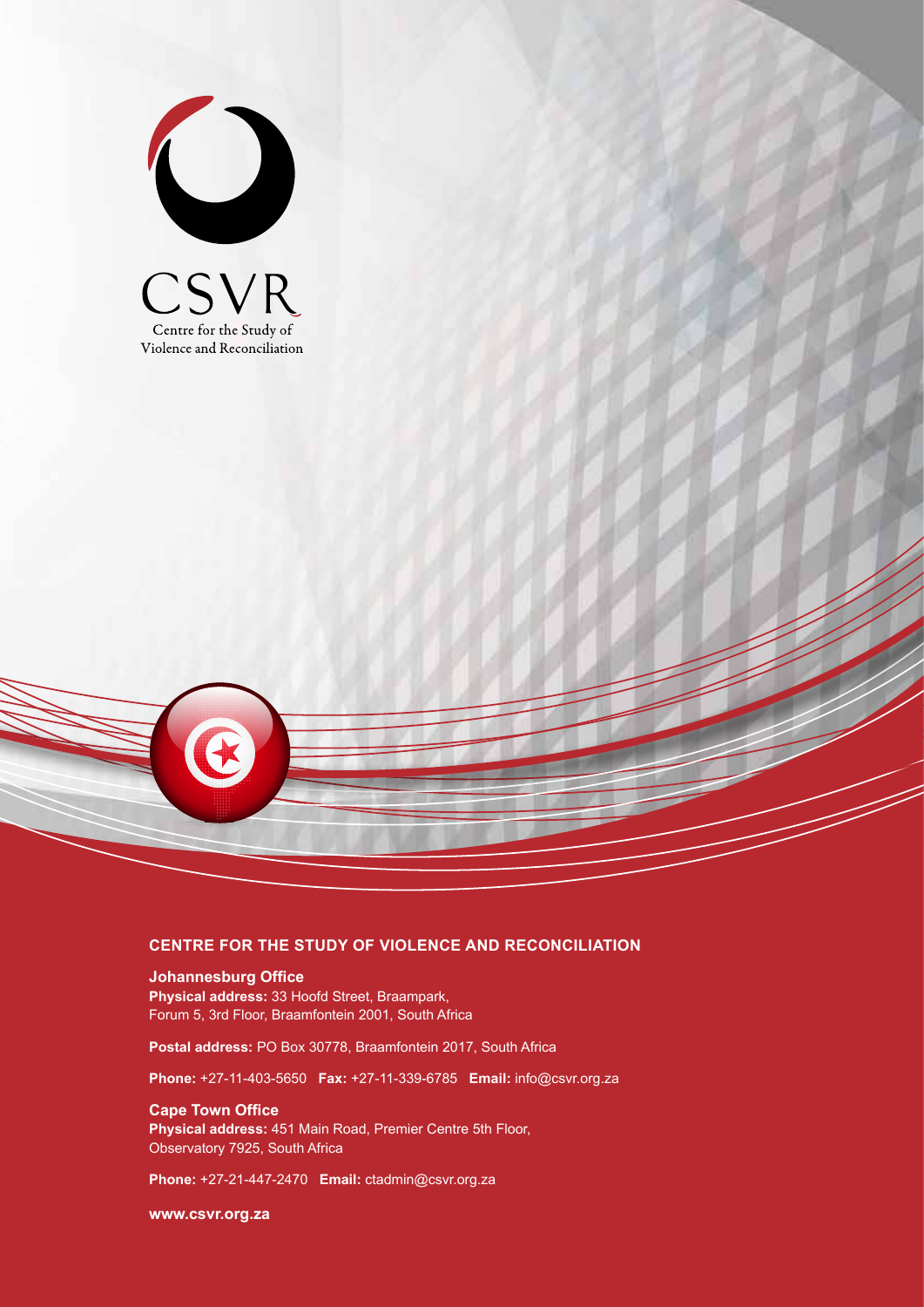CSVR

Centre for the Study of Violence and Reconciliation

**CENTRE FOR THE STUDY OF VIOLENCE AND RECONCILIATION**

**Johannesburg Office**
**Physical address:** 33 Hoofd Street, Braampark, Forum 5, 3rd Floor, Braamfontein 2001, South Africa

**Postal address:** PO Box 30778, Braamfontein 2017, South Africa

**Phone:** +27-11-403-5650 **Fax:** +27-11-339-6785 **Email:** info@csvr.org.za

**Cape Town Office**
**Physical address:** 451 Main Road, Premier Centre 5th Floor, Observatory 7925, South Africa

**Phone:** +27-21-447-2470 **Email:** ctadmin@csvr.org.za

**www.csvr.org.za**